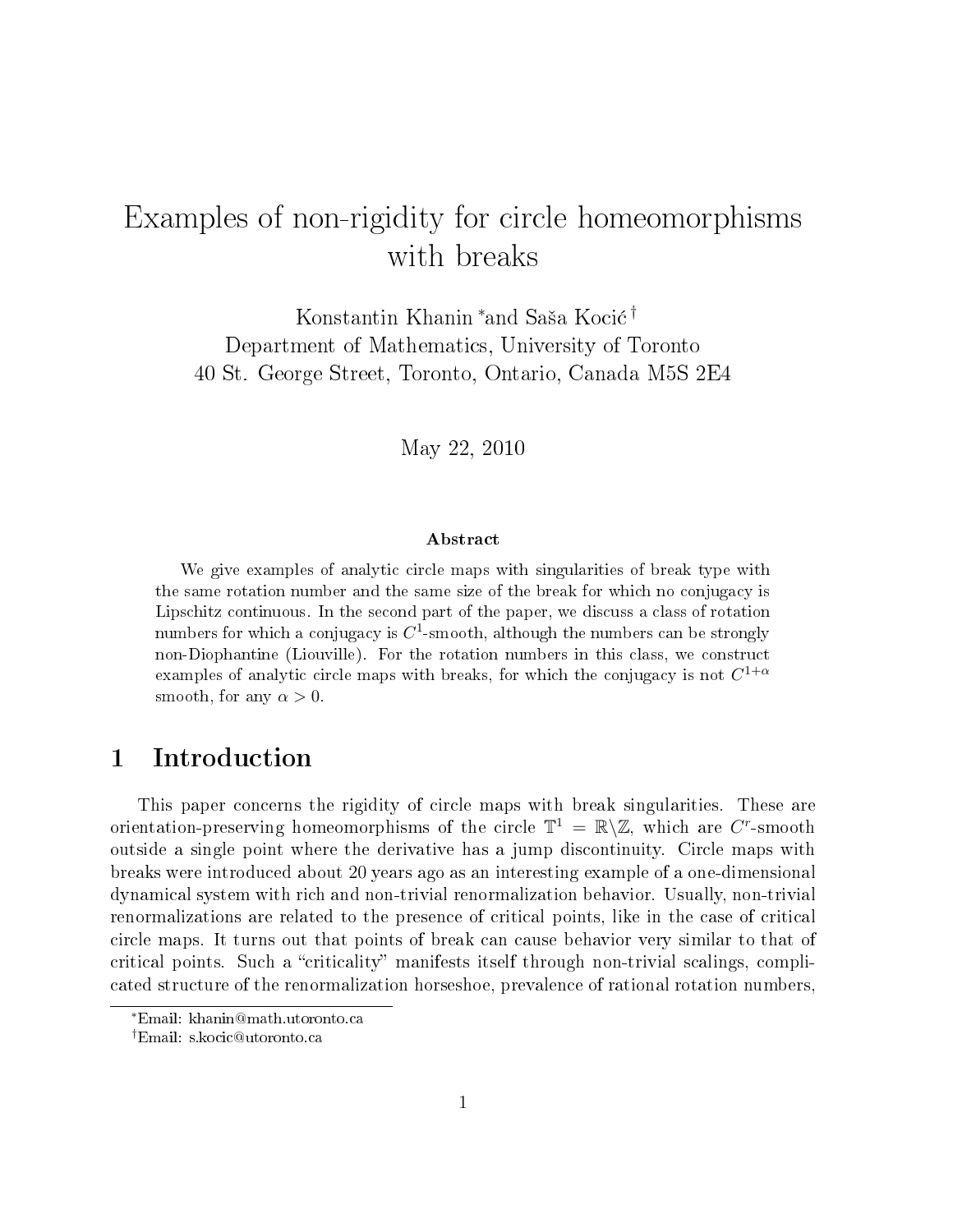# Examples of non-rigidity for circle homeomorphisms with breaks

Konstantin Khanin [*] and Saša Kocić [†]
Department of Mathematics, University of Toronto
40 St. George Street, Toronto, Ontario, Canada M5S 2E4

May 22, 2010

**Abstract**

We give examples of analytic circle maps with singularities of break type with the same rotation number and the same size of the break for which no conjugacy is Lipschitz continuous. In the second part of the paper, we discuss a class of rotation numbers for which a conjugacy is $C^1$-smooth, although the numbers can be strongly non-Diophantine (Liouville). For the rotation numbers in this class, we construct examples of analytic circle maps with breaks, for which the conjugacy is not $C^{1+\alpha}$ smooth, for any $\alpha > 0$.

## 1 Introduction

This paper concerns the rigidity of circle maps with break singularities. These are orientation-preserving homeomorphisms of the circle $\mathbb{T}^1 = \mathbb{R} \backslash \mathbb{Z}$, which are $C^r$-smooth outside a single point where the derivative has a jump discontinuity. Circle maps with breaks were introduced about 20 years ago as an interesting example of a one-dimensional dynamical system with rich and non-trivial renormalization behavior. Usually, non-trivial renormalizations are related to the presence of critical points, like in the case of critical circle maps. It turns out that points of break can cause behavior very similar to that of critical points. Such a "criticality" manifests itself through non-trivial scalings, complicated structure of the renormalization horseshoe, prevalence of rational rotation numbers,

[*] Email: khanin@math.utoronto.ca

[†] Email: s.kocic@utoronto.ca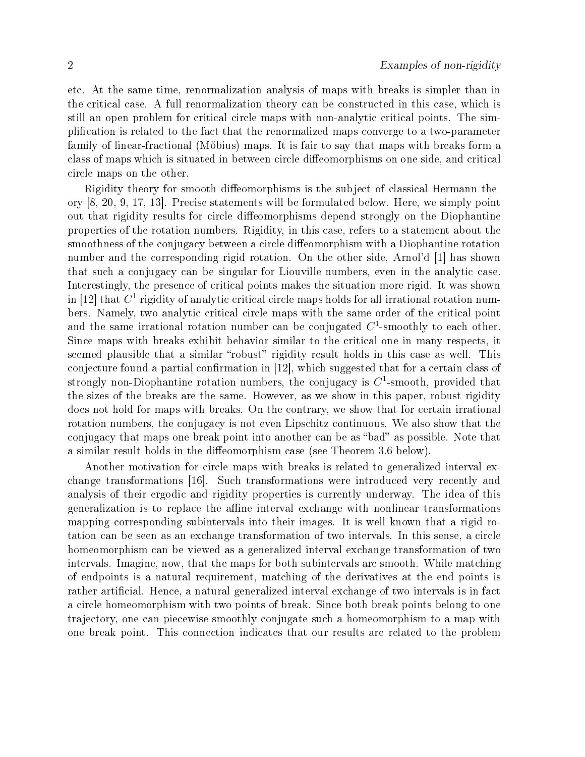etc. At the same time, renormalization analysis of maps with breaks is simpler than in the critical case. A full renormalization theory can be constructed in this case, which is still an open problem for critical circle maps with non-analytic critical points. The simplification is related to the fact that the renormalized maps converge to a two-parameter family of linear-fractional (Möbius) maps. It is fair to say that maps with breaks form a class of maps which is situated in between circle diffeomorphisms on one side, and critical circle maps on the other.

Rigidity theory for smooth diffeomorphisms is the subject of classical Hermann theory [8, 20, 9, 17, 13]. Precise statements will be formulated below. Here, we simply point out that rigidity results for circle diffeomorphisms depend strongly on the Diophantine properties of the rotation numbers. Rigidity, in this case, refers to a statement about the smoothness of the conjugacy between a circle diffeomorphism with a Diophantine rotation number and the corresponding rigid rotation. On the other side, Arnol'd [1] has shown that such a conjugacy can be singular for Liouville numbers, even in the analytic case. Interestingly, the presence of critical points makes the situation more rigid. It was shown in [12] that $C^1$ rigidity of analytic critical circle maps holds for all irrational rotation numbers. Namely, two analytic critical circle maps with the same order of the critical point and the same irrational rotation number can be conjugated $C^1$-smoothly to each other. Since maps with breaks exhibit behavior similar to the critical one in many respects, it seemed plausible that a similar "robust" rigidity result holds in this case as well. This conjecture found a partial confirmation in [12], which suggested that for a certain class of strongly non-Diophantine rotation numbers, the conjugacy is $C^1$-smooth, provided that the sizes of the breaks are the same. However, as we show in this paper, robust rigidity does not hold for maps with breaks. On the contrary, we show that for certain irrational rotation numbers, the conjugacy is not even Lipschitz continuous. We also show that the conjugacy that maps one break point into another can be as "bad" as possible. Note that a similar result holds in the diffeomorphism case (see Theorem 3.6 below).

Another motivation for circle maps with breaks is related to generalized interval exchange transformations [16]. Such transformations were introduced very recently and analysis of their ergodic and rigidity properties is currently underway. The idea of this generalization is to replace the affine interval exchange with nonlinear transformations mapping corresponding subintervals into their images. It is well known that a rigid rotation can be seen as an exchange transformation of two intervals. In this sense, a circle homeomorphism can be viewed as a generalized interval exchange transformation of two intervals. Imagine, now, that the maps for both subintervals are smooth. While matching of endpoints is a natural requirement, matching of the derivatives at the end points is rather artificial. Hence, a natural generalized interval exchange of two intervals is in fact a circle homeomorphism with two points of break. Since both break points belong to one trajectory, one can piecewise smoothly conjugate such a homeomorphism to a map with one break point. This connection indicates that our results are related to the problem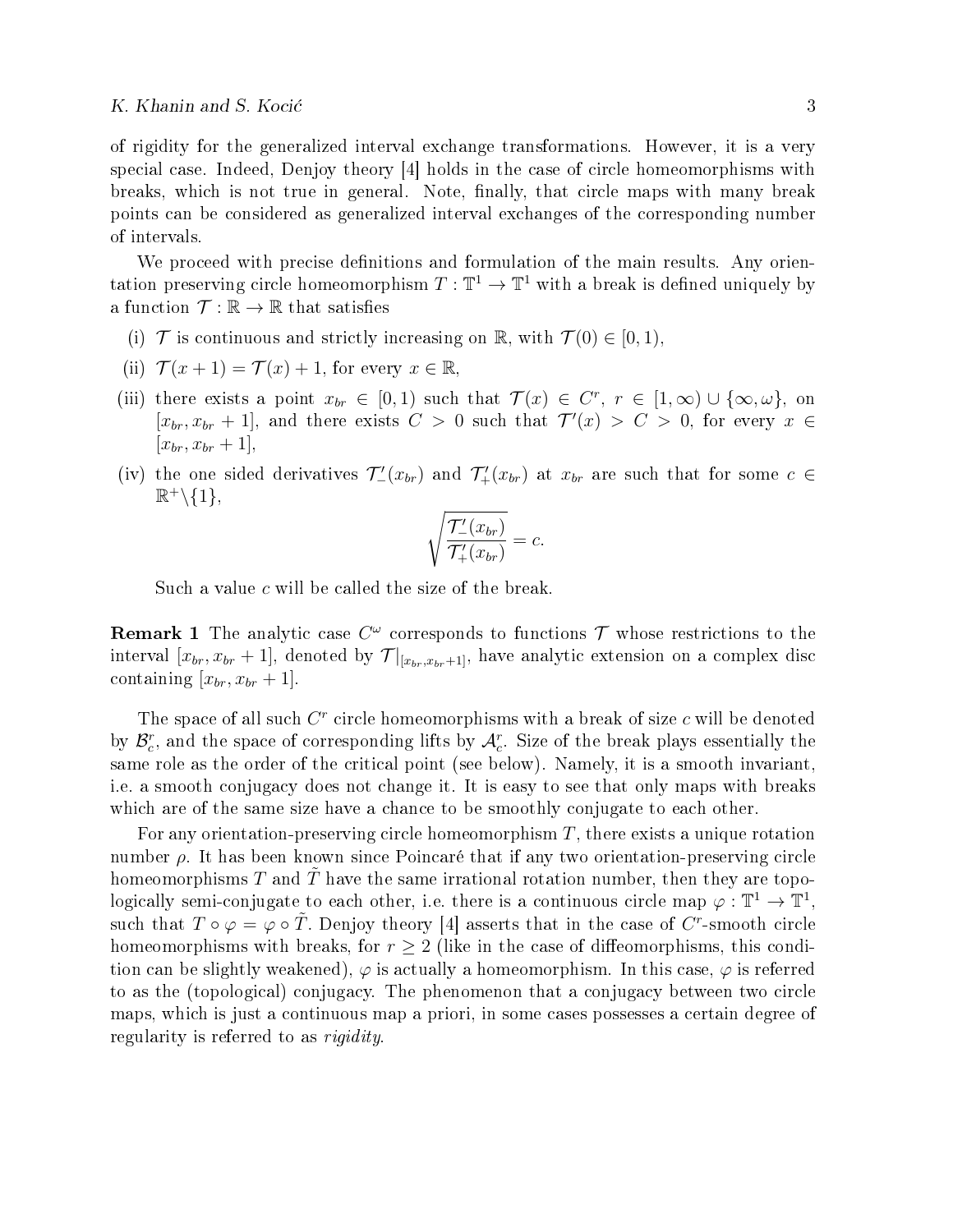of rigidity for the generalized interval exchange transformations. However, it is a very special case. Indeed, Denjoy theory [4] holds in the case of circle homeomorphisms with breaks, which is not true in general. Note, finally, that circle maps with many break points can be considered as generalized interval exchanges of the corresponding number of intervals.

We proceed with precise definitions and formulation of the main results. Any orientation preserving circle homeomorphism $T : \mathbb{T}^1 \to \mathbb{T}^1$ with a break is defined uniquely by a function $\mathcal{T} : \mathbb{R} \to \mathbb{R}$ that satisfies

(i) $\mathcal{T}$ is continuous and strictly increasing on $\mathbb{R}$, with $\mathcal{T}(0) \in [0, 1)$,

(ii) $\mathcal{T}(x + 1) = \mathcal{T}(x) + 1$, for every $x \in \mathbb{R}$,

(iii) there exists a point $x_{br} \in [0, 1)$ such that $\mathcal{T}(x) \in C^r$, $r \in [1, \infty) \cup \{\infty, \omega\}$, on $[x_{br}, x_{br} + 1]$, and there exists $C > 0$ such that $\mathcal{T}'(x) > C > 0$, for every $x \in [x_{br}, x_{br} + 1]$,

(iv) the one sided derivatives $\mathcal{T}'_-(x_{br})$ and $\mathcal{T}'_+(x_{br})$ at $x_{br}$ are such that for some $c \in \mathbb{R}^+ \backslash \{1\}$,

$$\sqrt{\frac{\mathcal{T}'_-(x_{br})}{\mathcal{T}'_+(x_{br})}} = c.$$

Such a value $c$ will be called the size of the break.

**Remark 1** The analytic case $C^\omega$ corresponds to functions $\mathcal{T}$ whose restrictions to the interval $[x_{br}, x_{br} + 1]$, denoted by $\mathcal{T}|_{[x_{br}, x_{br}+1]}$, have analytic extension on a complex disc containing $[x_{br}, x_{br} + 1]$.

The space of all such $C^r$ circle homeomorphisms with a break of size $c$ will be denoted by $\mathcal{B}^r_c$, and the space of corresponding lifts by $\mathcal{A}^r_c$. Size of the break plays essentially the same role as the order of the critical point (see below). Namely, it is a smooth invariant, i.e. a smooth conjugacy does not change it. It is easy to see that only maps with breaks which are of the same size have a chance to be smoothly conjugate to each other.

For any orientation-preserving circle homeomorphism $T$, there exists a unique rotation number $\rho$. It has been known since Poincaré that if any two orientation-preserving circle homeomorphisms $T$ and $\tilde{T}$ have the same irrational rotation number, then they are topologically semi-conjugate to each other, i.e. there is a continuous circle map $\varphi : \mathbb{T}^1 \to \mathbb{T}^1$, such that $T \circ \varphi = \varphi \circ \tilde{T}$. Denjoy theory [4] asserts that in the case of $C^r$-smooth circle homeomorphisms with breaks, for $r \geq 2$ (like in the case of diffeomorphisms, this condition can be slightly weakened), $\varphi$ is actually a homeomorphism. In this case, $\varphi$ is referred to as the (topological) conjugacy. The phenomenon that a conjugacy between two circle maps, which is just a continuous map a priori, in some cases possesses a certain degree of regularity is referred to as *rigidity*.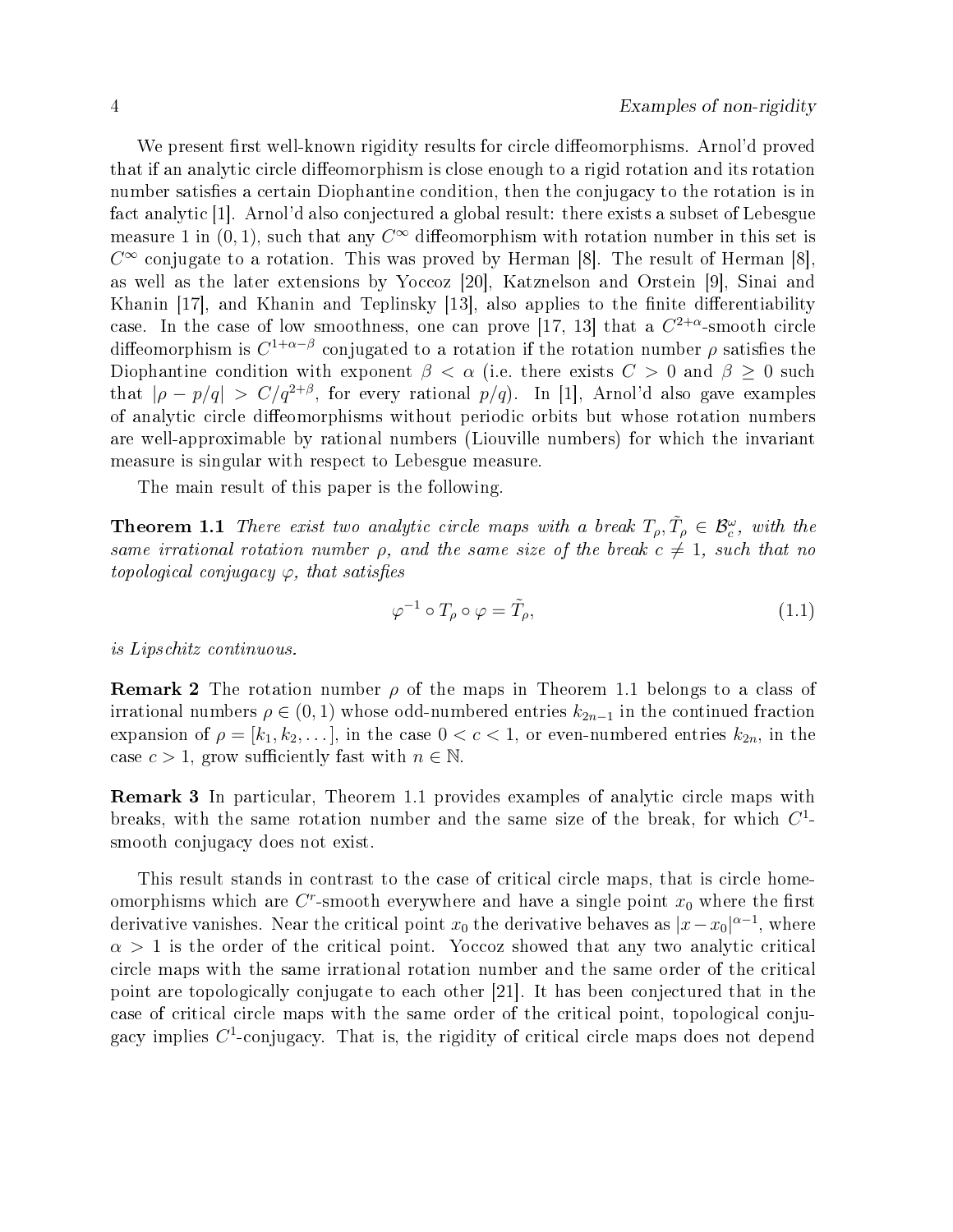We present first well-known rigidity results for circle diffeomorphisms. Arnol'd proved that if an analytic circle diffeomorphism is close enough to a rigid rotation and its rotation number satisfies a certain Diophantine condition, then the conjugacy to the rotation is in fact analytic [1]. Arnol'd also conjectured a global result: there exists a subset of Lebesgue measure 1 in $(0, 1)$, such that any $C^\infty$ diffeomorphism with rotation number in this set is $C^\infty$ conjugate to a rotation. This was proved by Herman [8]. The result of Herman [8], as well as the later extensions by Yoccoz [20], Katznelson and Orstein [9], Sinai and Khanin [17], and Khanin and Teplinsky [13], also applies to the finite differentiability case. In the case of low smoothness, one can prove [17, 13] that a $C^{2+\alpha}$-smooth circle diffeomorphism is $C^{1+\alpha-\beta}$ conjugated to a rotation if the rotation number $\rho$ satisfies the Diophantine condition with exponent $\beta < \alpha$ (i.e. there exists $C > 0$ and $\beta \geq 0$ such that $|\rho - p/q| > C/q^{2+\beta}$, for every rational $p/q$). In [1], Arnol'd also gave examples of analytic circle diffeomorphisms without periodic orbits but whose rotation numbers are well-approximable by rational numbers (Liouville numbers) for which the invariant measure is singular with respect to Lebesgue measure.

The main result of this paper is the following.

**Theorem 1.1** *There exist two analytic circle maps with a break $T_\rho, \tilde{T}_\rho \in \mathcal{B}_c^\omega$, with the same irrational rotation number $\rho$, and the same size of the break $c \neq 1$, such that no topological conjugacy $\varphi$, that satisfies*

$$\varphi^{-1} \circ T_\rho \circ \varphi = \tilde{T}_\rho, \tag{1.1}$$

*is Lipschitz continuous.*

**Remark 2** The rotation number $\rho$ of the maps in Theorem 1.1 belongs to a class of irrational numbers $\rho \in (0, 1)$ whose odd-numbered entries $k_{2n-1}$ in the continued fraction expansion of $\rho = [k_1, k_2, \dots]$, in the case $0 < c < 1$, or even-numbered entries $k_{2n}$, in the case $c > 1$, grow sufficiently fast with $n \in \mathbb{N}$.

**Remark 3** In particular, Theorem 1.1 provides examples of analytic circle maps with breaks, with the same rotation number and the same size of the break, for which $C^1$-smooth conjugacy does not exist.

This result stands in contrast to the case of critical circle maps, that is circle homeomorphisms which are $C^r$-smooth everywhere and have a single point $x_0$ where the first derivative vanishes. Near the critical point $x_0$ the derivative behaves as $|x - x_0|^{\alpha-1}$, where $\alpha > 1$ is the order of the critical point. Yoccoz showed that any two analytic critical circle maps with the same irrational rotation number and the same order of the critical point are topologically conjugate to each other [21]. It has been conjectured that in the case of critical circle maps with the same order of the critical point, topological conjugacy implies $C^1$-conjugacy. That is, the rigidity of critical circle maps does not depend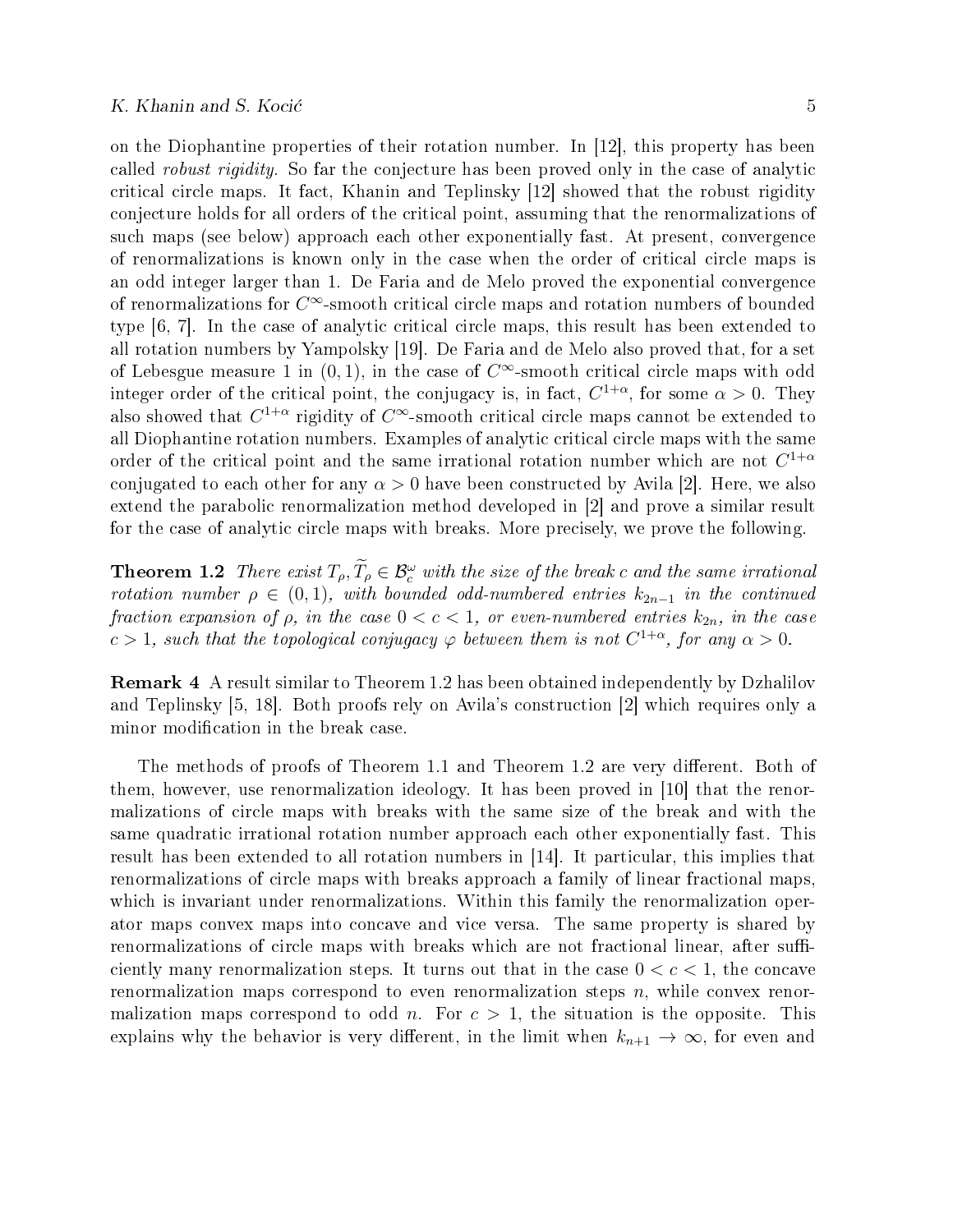on the Diophantine properties of their rotation number. In [12], this property has been called *robust rigidity*. So far the conjecture has been proved only in the case of analytic critical circle maps. It fact, Khanin and Teplinsky [12] showed that the robust rigidity conjecture holds for all orders of the critical point, assuming that the renormalizations of such maps (see below) approach each other exponentially fast. At present, convergence of renormalizations is known only in the case when the order of critical circle maps is an odd integer larger than 1. De Faria and de Melo proved the exponential convergence of renormalizations for $C^\infty$-smooth critical circle maps and rotation numbers of bounded type [6, 7]. In the case of analytic critical circle maps, this result has been extended to all rotation numbers by Yampolsky [19]. De Faria and de Melo also proved that, for a set of Lebesgue measure 1 in $(0,1)$, in the case of $C^\infty$-smooth critical circle maps with odd integer order of the critical point, the conjugacy is, in fact, $C^{1+\alpha}$, for some $\alpha > 0$. They also showed that $C^{1+\alpha}$ rigidity of $C^\infty$-smooth critical circle maps cannot be extended to all Diophantine rotation numbers. Examples of analytic critical circle maps with the same order of the critical point and the same irrational rotation number which are not $C^{1+\alpha}$ conjugated to each other for any $\alpha > 0$ have been constructed by Avila [2]. Here, we also extend the parabolic renormalization method developed in [2] and prove a similar result for the case of analytic circle maps with breaks. More precisely, we prove the following.

**Theorem 1.2** *There exist $T_\rho, \widetilde{T}_\rho \in \mathcal{B}_c^\omega$ with the size of the break $c$ and the same irrational rotation number $\rho \in (0,1)$, with bounded odd-numbered entries $k_{2n-1}$ in the continued fraction expansion of $\rho$, in the case $0 < c < 1$, or even-numbered entries $k_{2n}$, in the case $c > 1$, such that the topological conjugacy $\varphi$ between them is not $C^{1+\alpha}$, for any $\alpha > 0$.*

**Remark 4** A result similar to Theorem 1.2 has been obtained independently by Dzhalilov and Teplinsky [5, 18]. Both proofs rely on Avila's construction [2] which requires only a minor modification in the break case.

The methods of proofs of Theorem 1.1 and Theorem 1.2 are very different. Both of them, however, use renormalization ideology. It has been proved in [10] that the renormalizations of circle maps with breaks with the same size of the break and with the same quadratic irrational rotation number approach each other exponentially fast. This result has been extended to all rotation numbers in [14]. It particular, this implies that renormalizations of circle maps with breaks approach a family of linear fractional maps, which is invariant under renormalizations. Within this family the renormalization operator maps convex maps into concave and vice versa. The same property is shared by renormalizations of circle maps with breaks which are not fractional linear, after sufficiently many renormalization steps. It turns out that in the case $0 < c < 1$, the concave renormalization maps correspond to even renormalization steps $n$, while convex renormalization maps correspond to odd $n$. For $c > 1$, the situation is the opposite. This explains why the behavior is very different, in the limit when $k_{n+1} \to \infty$, for even and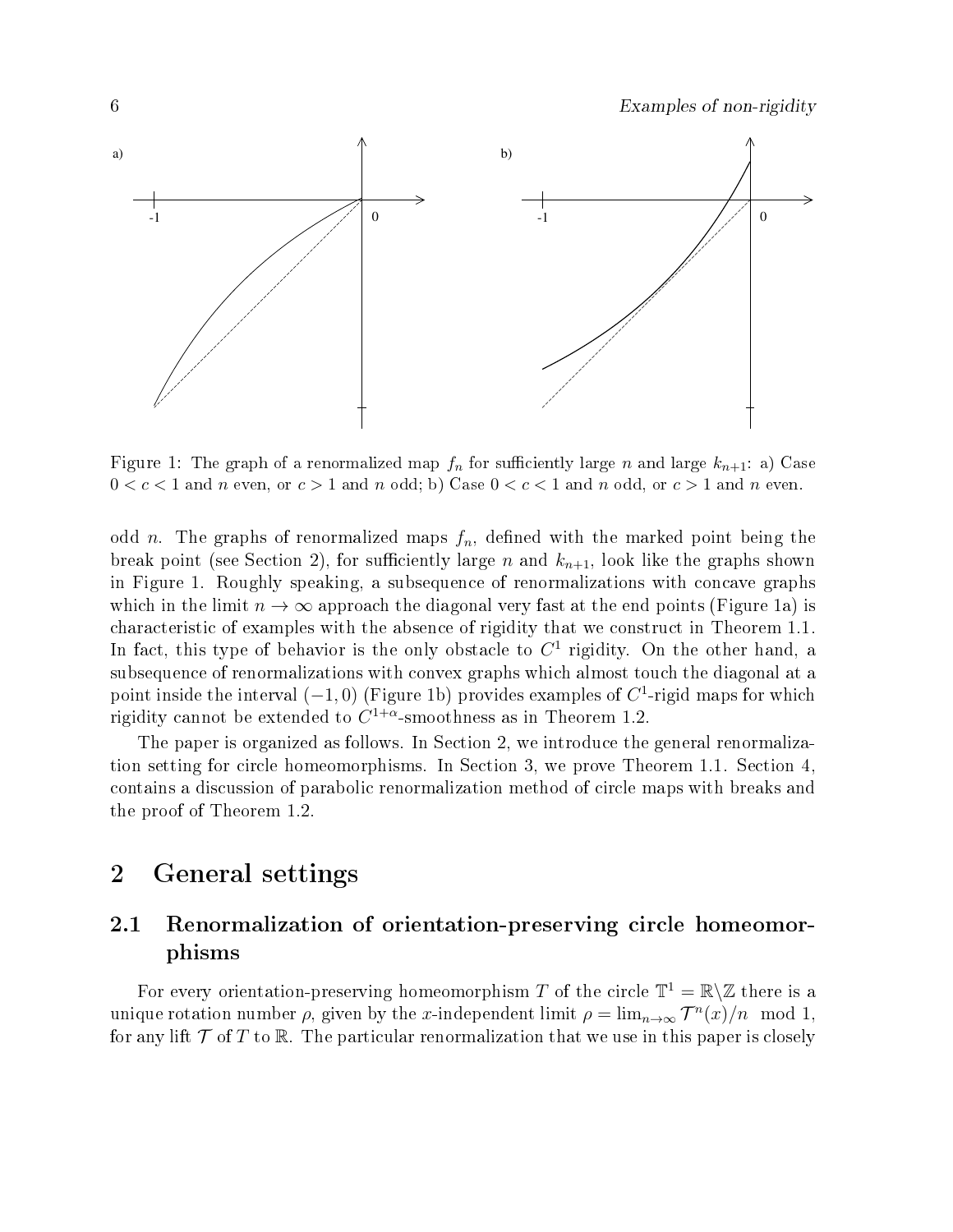Figure 1: The graph of a renormalized map $f_n$ for sufficiently large $n$ and large $k_{n+1}$: a) Case $0 < c < 1$ and $n$ even, or $c > 1$ and $n$ odd; b) Case $0 < c < 1$ and $n$ odd, or $c > 1$ and $n$ even.

odd $n$. The graphs of renormalized maps $f_n$, defined with the marked point being the break point (see Section 2), for sufficiently large $n$ and $k_{n+1}$, look like the graphs shown in Figure 1. Roughly speaking, a subsequence of renormalizations with concave graphs which in the limit $n \to \infty$ approach the diagonal very fast at the end points (Figure 1a) is characteristic of examples with the absence of rigidity that we construct in Theorem 1.1. In fact, this type of behavior is the only obstacle to $C^1$ rigidity. On the other hand, a subsequence of renormalizations with convex graphs which almost touch the diagonal at a point inside the interval $(-1, 0)$ (Figure 1b) provides examples of $C^1$-rigid maps for which rigidity cannot be extended to $C^{1+\alpha}$-smoothness as in Theorem 1.2.

The paper is organized as follows. In Section 2, we introduce the general renormalization setting for circle homeomorphisms. In Section 3, we prove Theorem 1.1. Section 4, contains a discussion of parabolic renormalization method of circle maps with breaks and the proof of Theorem 1.2.

# 2 General settings

## 2.1 Renormalization of orientation-preserving circle homeomorphisms

For every orientation-preserving homeomorphism $T$ of the circle $\mathbb{T}^1 = \mathbb{R} \backslash \mathbb{Z}$ there is a unique rotation number $\rho$, given by the $x$-independent limit $\rho = \lim_{n\to\infty} \mathcal{T}^n(x)/n \mod 1$, for any lift $\mathcal{T}$ of $T$ to $\mathbb{R}$. The particular renormalization that we use in this paper is closely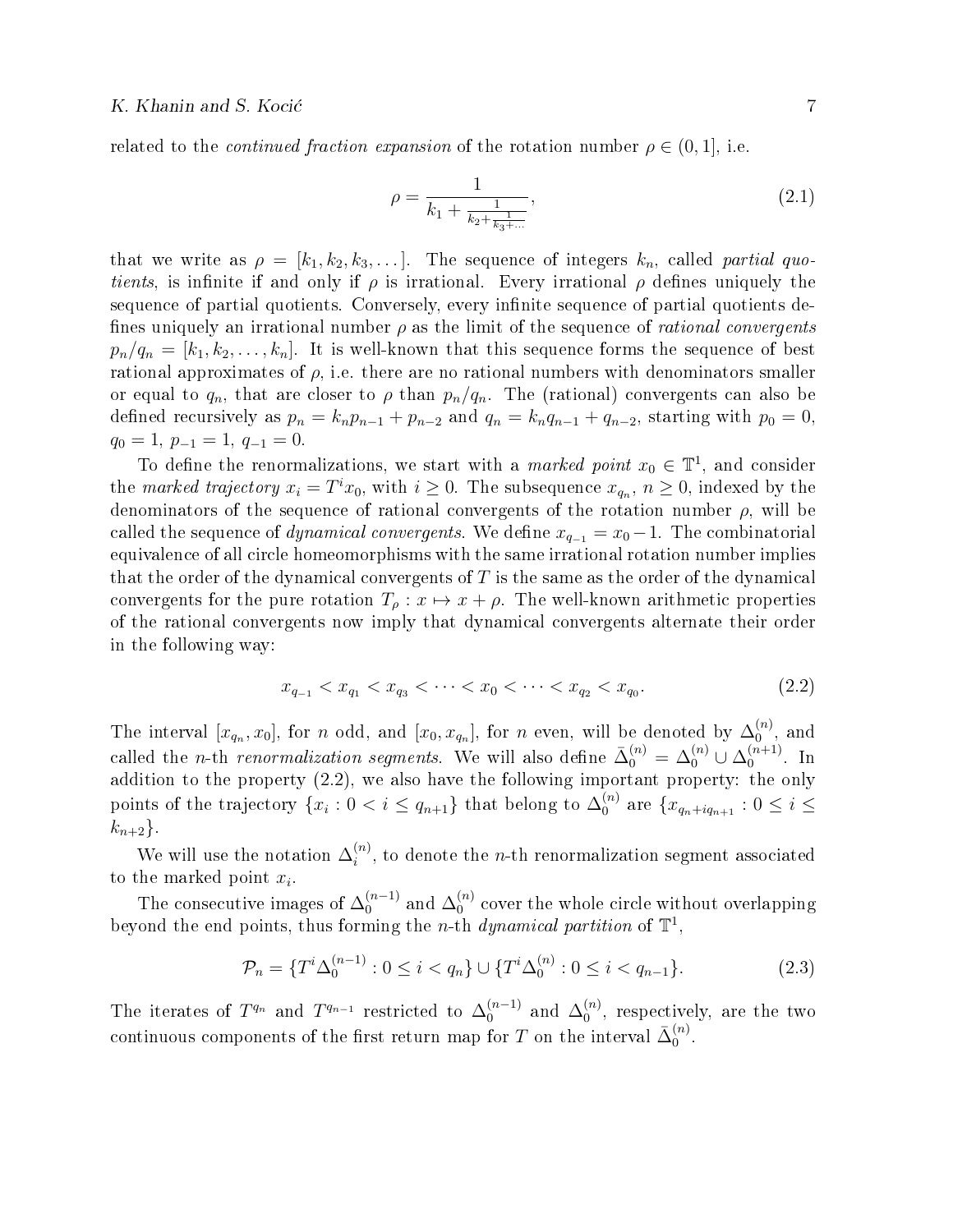related to the *continued fraction expansion* of the rotation number $\rho \in (0, 1]$, i.e.

$$\rho = \frac{1}{k_1 + \frac{1}{k_2 + \frac{1}{k_3 + \dots}}}, \tag{2.1}$$

that we write as $\rho = [k_1, k_2, k_3, \dots]$. The sequence of integers $k_n$, called *partial quotients*, is infinite if and only if $\rho$ is irrational. Every irrational $\rho$ defines uniquely the sequence of partial quotients. Conversely, every infinite sequence of partial quotients defines uniquely an irrational number $\rho$ as the limit of the sequence of *rational convergents* $p_n/q_n = [k_1, k_2, \dots, k_n]$. It is well-known that this sequence forms the sequence of best rational approximates of $\rho$, i.e. there are no rational numbers with denominators smaller or equal to $q_n$, that are closer to $\rho$ than $p_n/q_n$. The (rational) convergents can also be defined recursively as $p_n = k_n p_{n-1} + p_{n-2}$ and $q_n = k_n q_{n-1} + q_{n-2}$, starting with $p_0 = 0$, $q_0 = 1$, $p_{-1} = 1$, $q_{-1} = 0$.

To define the renormalizations, we start with a *marked point* $x_0 \in \mathbb{T}^1$, and consider the *marked trajectory* $x_i = T^i x_0$, with $i \geq 0$. The subsequence $x_{q_n}$, $n \geq 0$, indexed by the denominators of the sequence of rational convergents of the rotation number $\rho$, will be called the sequence of *dynamical convergents*. We define $x_{q_{-1}} = x_0 - 1$. The combinatorial equivalence of all circle homeomorphisms with the same irrational rotation number implies that the order of the dynamical convergents of $T$ is the same as the order of the dynamical convergents for the pure rotation $T_\rho : x \mapsto x + \rho$. The well-known arithmetic properties of the rational convergents now imply that dynamical convergents alternate their order in the following way:

$$x_{q_{-1}} < x_{q_1} < x_{q_3} < \dots < x_0 < \dots < x_{q_2} < x_{q_0}. \tag{2.2}$$

The interval $[x_{q_n}, x_0]$, for $n$ odd, and $[x_0, x_{q_n}]$, for $n$ even, will be denoted by $\Delta_0^{(n)}$, and called the $n$-th *renormalization segments*. We will also define $\bar{\Delta}_0^{(n)} = \Delta_0^{(n)} \cup \Delta_0^{(n+1)}$. In addition to the property (2.2), we also have the following important property: the only points of the trajectory $\{x_i : 0 < i \leq q_{n+1}\}$ that belong to $\Delta_0^{(n)}$ are $\{x_{q_n + i q_{n+1}} : 0 \leq i \leq k_{n+2}\}$.

We will use the notation $\Delta_i^{(n)}$, to denote the $n$-th renormalization segment associated to the marked point $x_i$.

The consecutive images of $\Delta_0^{(n-1)}$ and $\Delta_0^{(n)}$ cover the whole circle without overlapping beyond the end points, thus forming the $n$-th *dynamical partition* of $\mathbb{T}^1$,

$$\mathcal{P}_n = \{T^i \Delta_0^{(n-1)} : 0 \leq i < q_n\} \cup \{T^i \Delta_0^{(n)} : 0 \leq i < q_{n-1}\}. \tag{2.3}$$

The iterates of $T^{q_n}$ and $T^{q_{n-1}}$ restricted to $\Delta_0^{(n-1)}$ and $\Delta_0^{(n)}$, respectively, are the two continuous components of the first return map for $T$ on the interval $\bar{\Delta}_0^{(n)}$.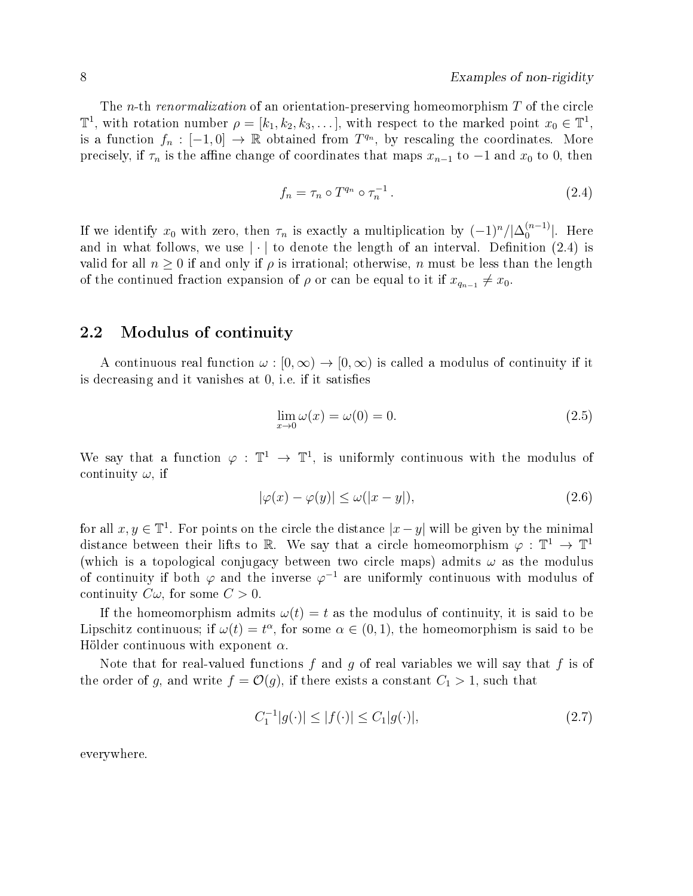The $n$-th *renormalization* of an orientation-preserving homeomorphism $T$ of the circle $\mathbb{T}^1$, with rotation number $\rho = [k_1, k_2, k_3, \dots]$, with respect to the marked point $x_0 \in \mathbb{T}^1$, is a function $f_n : [-1, 0] \to \mathbb{R}$ obtained from $T^{q_n}$, by rescaling the coordinates. More precisely, if $\tau_n$ is the affine change of coordinates that maps $x_{n-1}$ to $-1$ and $x_0$ to 0, then

$$f_n = \tau_n \circ T^{q_n} \circ \tau_n^{-1}\,. \tag{2.4}$$

If we identify $x_0$ with zero, then $\tau_n$ is exactly a multiplication by $(-1)^n/|\Delta_0^{(n-1)}|$. Here and in what follows, we use $|\cdot|$ to denote the length of an interval. Definition (2.4) is valid for all $n \geq 0$ if and only if $\rho$ is irrational; otherwise, $n$ must be less than the length of the continued fraction expansion of $\rho$ or can be equal to it if $x_{q_{n-1}} \neq x_0$.

## 2.2 Modulus of continuity

A continuous real function $\omega : [0, \infty) \to [0, \infty)$ is called a modulus of continuity if it is decreasing and it vanishes at 0, i.e. if it satisfies

$$\lim_{x \to 0} \omega(x) = \omega(0) = 0. \tag{2.5}$$

We say that a function $\varphi : \mathbb{T}^1 \to \mathbb{T}^1$, is uniformly continuous with the modulus of continuity $\omega$, if

$$|\varphi(x) - \varphi(y)| \leq \omega(|x - y|), \tag{2.6}$$

for all $x, y \in \mathbb{T}^1$. For points on the circle the distance $|x - y|$ will be given by the minimal distance between their lifts to $\mathbb{R}$. We say that a circle homeomorphism $\varphi : \mathbb{T}^1 \to \mathbb{T}^1$ (which is a topological conjugacy between two circle maps) admits $\omega$ as the modulus of continuity if both $\varphi$ and the inverse $\varphi^{-1}$ are uniformly continuous with modulus of continuity $C\omega$, for some $C > 0$.

If the homeomorphism admits $\omega(t) = t$ as the modulus of continuity, it is said to be Lipschitz continuous; if $\omega(t) = t^\alpha$, for some $\alpha \in (0, 1)$, the homeomorphism is said to be Hölder continuous with exponent $\alpha$.

Note that for real-valued functions $f$ and $g$ of real variables we will say that $f$ is of the order of $g$, and write $f = \mathcal{O}(g)$, if there exists a constant $C_1 > 1$, such that

$$C_1^{-1}|g(\cdot)| \leq |f(\cdot)| \leq C_1|g(\cdot)|, \tag{2.7}$$

everywhere.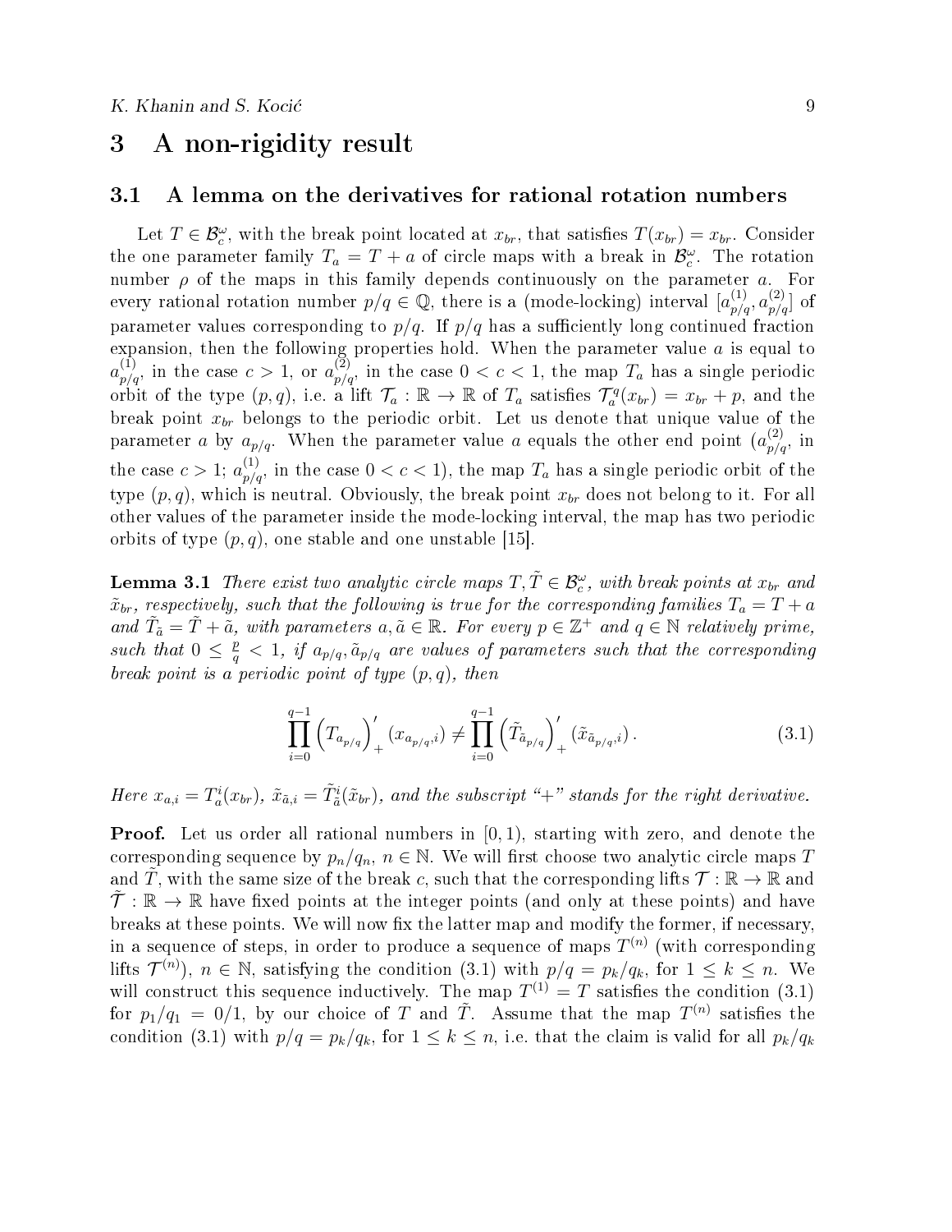## 3 A non-rigidity result

### 3.1 A lemma on the derivatives for rational rotation numbers

Let $T \in \mathcal{B}_c^\omega$, with the break point located at $x_{br}$, that satisfies $T(x_{br}) = x_{br}$. Consider the one parameter family $T_a = T + a$ of circle maps with a break in $\mathcal{B}_c^\omega$. The rotation number $\rho$ of the maps in this family depends continuously on the parameter $a$. For every rational rotation number $p/q \in \mathbb{Q}$, there is a (mode-locking) interval $[a_{p/q}^{(1)}, a_{p/q}^{(2)}]$ of parameter values corresponding to $p/q$. If $p/q$ has a sufficiently long continued fraction expansion, then the following properties hold. When the parameter value $a$ is equal to $a_{p/q}^{(1)}$, in the case $c > 1$, or $a_{p/q}^{(2)}$, in the case $0 < c < 1$, the map $T_a$ has a single periodic orbit of the type $(p, q)$, i.e. a lift $\mathcal{T}_a : \mathbb{R} \to \mathbb{R}$ of $T_a$ satisfies $\mathcal{T}_a^q(x_{br}) = x_{br} + p$, and the break point $x_{br}$ belongs to the periodic orbit. Let us denote that unique value of the parameter $a$ by $a_{p/q}$. When the parameter value $a$ equals the other end point ($a_{p/q}^{(2)}$, in the case $c > 1$; $a_{p/q}^{(1)}$, in the case $0 < c < 1$), the map $T_a$ has a single periodic orbit of the type $(p, q)$, which is neutral. Obviously, the break point $x_{br}$ does not belong to it. For all other values of the parameter inside the mode-locking interval, the map has two periodic orbits of type $(p, q)$, one stable and one unstable [15].

**Lemma 3.1** *There exist two analytic circle maps $T, \tilde{T} \in \mathcal{B}_c^\omega$, with break points at $x_{br}$ and $\tilde{x}_{br}$, respectively, such that the following is true for the corresponding families $T_a = T + a$ and $\tilde{T}_{\tilde{a}} = \tilde{T} + \tilde{a}$, with parameters $a, \tilde{a} \in \mathbb{R}$. For every $p \in \mathbb{Z}^+$ and $q \in \mathbb{N}$ relatively prime, such that $0 \leq \frac{p}{q} < 1$, if $a_{p/q}, \tilde{a}_{p/q}$ are values of parameters such that the corresponding break point is a periodic point of type $(p, q)$, then*

$$\prod_{i=0}^{q-1} \left(T_{a_{p/q}}\right)'_+ (x_{a_{p/q},i}) \neq \prod_{i=0}^{q-1} \left(\tilde{T}_{\tilde{a}_{p/q}}\right)'_+ (\tilde{x}_{\tilde{a}_{p/q},i}) . \tag{3.1}$$

*Here $x_{a,i} = T_a^i(x_{br})$, $\tilde{x}_{\tilde{a},i} = \tilde{T}_{\tilde{a}}^i(\tilde{x}_{br})$, and the subscript "+" stands for the right derivative.*

**Proof.** Let us order all rational numbers in $[0, 1)$, starting with zero, and denote the corresponding sequence by $p_n/q_n$, $n \in \mathbb{N}$. We will first choose two analytic circle maps $T$ and $\tilde{T}$, with the same size of the break $c$, such that the corresponding lifts $\mathcal{T} : \mathbb{R} \to \mathbb{R}$ and $\tilde{\mathcal{T}} : \mathbb{R} \to \mathbb{R}$ have fixed points at the integer points (and only at these points) and have breaks at these points. We will now fix the latter map and modify the former, if necessary, in a sequence of steps, in order to produce a sequence of maps $T^{(n)}$ (with corresponding lifts $\mathcal{T}^{(n)}$), $n \in \mathbb{N}$, satisfying the condition (3.1) with $p/q = p_k/q_k$, for $1 \leq k \leq n$. We will construct this sequence inductively. The map $T^{(1)} = T$ satisfies the condition (3.1) for $p_1/q_1 = 0/1$, by our choice of $T$ and $\tilde{T}$. Assume that the map $T^{(n)}$ satisfies the condition (3.1) with $p/q = p_k/q_k$, for $1 \leq k \leq n$, i.e. that the claim is valid for all $p_k/q_k$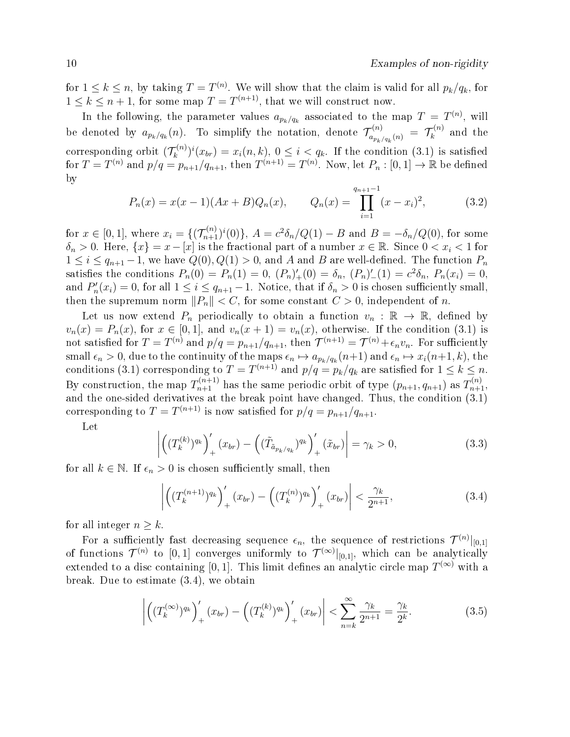for $1 \le k \le n$, by taking $T = T^{(n)}$. We will show that the claim is valid for all $p_k/q_k$, for $1 \le k \le n+1$, for some map $T = T^{(n+1)}$, that we will construct now.

In the following, the parameter values $a_{p_k/q_k}$ associated to the map $T = T^{(n)}$, will be denoted by $a_{p_k/q_k}(n)$. To simplify the notation, denote $\mathcal{T}^{(n)}_{a_{p_k/q_k}(n)} = \mathcal{T}^{(n)}_k$ and the corresponding orbit $(\mathcal{T}^{(n)}_k)^i(x_{br}) = x_i(n,k)$, $0 \le i < q_k$. If the condition (3.1) is satisfied for $T = T^{(n)}$ and $p/q = p_{n+1}/q_{n+1}$, then $T^{(n+1)} = T^{(n)}$. Now, let $P_n : [0,1] \to \mathbb{R}$ be defined by

$$P_n(x) = x(x-1)(Ax+B)Q_n(x), \qquad Q_n(x) = \prod_{i=1}^{q_{n+1}-1}(x - x_i)^2, \tag{3.2}$$

for $x \in [0,1]$, where $x_i = \{(\mathcal{T}^{(n)}_{n+1})^i(0)\}$, $A = c^2\delta_n/Q(1) - B$ and $B = -\delta_n/Q(0)$, for some $\delta_n > 0$. Here, $\{x\} = x - [x]$ is the fractional part of a number $x \in \mathbb{R}$. Since $0 < x_i < 1$ for $1 \le i \le q_{n+1}-1$, we have $Q(0), Q(1) > 0$, and $A$ and $B$ are well-defined. The function $P_n$ satisfies the conditions $P_n(0) = P_n(1) = 0$, $(P_n)'_+(0) = \delta_n$, $(P_n)'_-(1) = c^2\delta_n$, $P_n(x_i) = 0$, and $P'_n(x_i) = 0$, for all $1 \le i \le q_{n+1}-1$. Notice, that if $\delta_n > 0$ is chosen sufficiently small, then the supremum norm $\|P_n\| < C$, for some constant $C > 0$, independent of $n$.

Let us now extend $P_n$ periodically to obtain a function $v_n : \mathbb{R} \to \mathbb{R}$, defined by $v_n(x) = P_n(x)$, for $x \in [0,1]$, and $v_n(x+1) = v_n(x)$, otherwise. If the condition (3.1) is not satisfied for $T = T^{(n)}$ and $p/q = p_{n+1}/q_{n+1}$, then $\mathcal{T}^{(n+1)} = \mathcal{T}^{(n)} + \epsilon_n v_n$. For sufficiently small $\epsilon_n > 0$, due to the continuity of the maps $\epsilon_n \mapsto a_{p_k/q_k}(n+1)$ and $\epsilon_n \mapsto x_i(n+1,k)$, the conditions (3.1) corresponding to $T = T^{(n+1)}$ and $p/q = p_k/q_k$ are satisfied for $1 \le k \le n$. By construction, the map $T^{(n+1)}_{n+1}$ has the same periodic orbit of type $(p_{n+1}, q_{n+1})$ as $T^{(n)}_{n+1}$, and the one-sided derivatives at the break point have changed. Thus, the condition (3.1) corresponding to $T = T^{(n+1)}$ is now satisfied for $p/q = p_{n+1}/q_{n+1}$.

Let

$$\left| \left( (T^{(k)}_k)^{q_k} \right)'_+ (x_{br}) - \left( (\tilde{T}_{\tilde{a}_{p_k/q_k}})^{q_k} \right)'_+ (\tilde{x}_{br}) \right| = \gamma_k > 0, \tag{3.3}$$

for all $k \in \mathbb{N}$. If $\epsilon_n > 0$ is chosen sufficiently small, then

$$\left| \left( (T^{(n+1)}_k)^{q_k} \right)'_+ (x_{br}) - \left( (T^{(n)}_k)^{q_k} \right)'_+ (x_{br}) \right| < \frac{\gamma_k}{2^{n+1}}, \tag{3.4}$$

for all integer $n \ge k$.

For a sufficiently fast decreasing sequence $\epsilon_n$, the sequence of restrictions $\mathcal{T}^{(n)}|_{[0,1]}$ of functions $\mathcal{T}^{(n)}$ to $[0,1]$ converges uniformly to $\mathcal{T}^{(\infty)}|_{[0,1]}$, which can be analytically extended to a disc containing $[0,1]$. This limit defines an analytic circle map $T^{(\infty)}$ with a break. Due to estimate (3.4), we obtain

$$\left| \left( (T^{(\infty)}_k)^{q_k} \right)'_+ (x_{br}) - \left( (T^{(k)}_k)^{q_k} \right)'_+ (x_{br}) \right| < \sum_{n=k}^{\infty} \frac{\gamma_k}{2^{n+1}} = \frac{\gamma_k}{2^k}. \tag{3.5}$$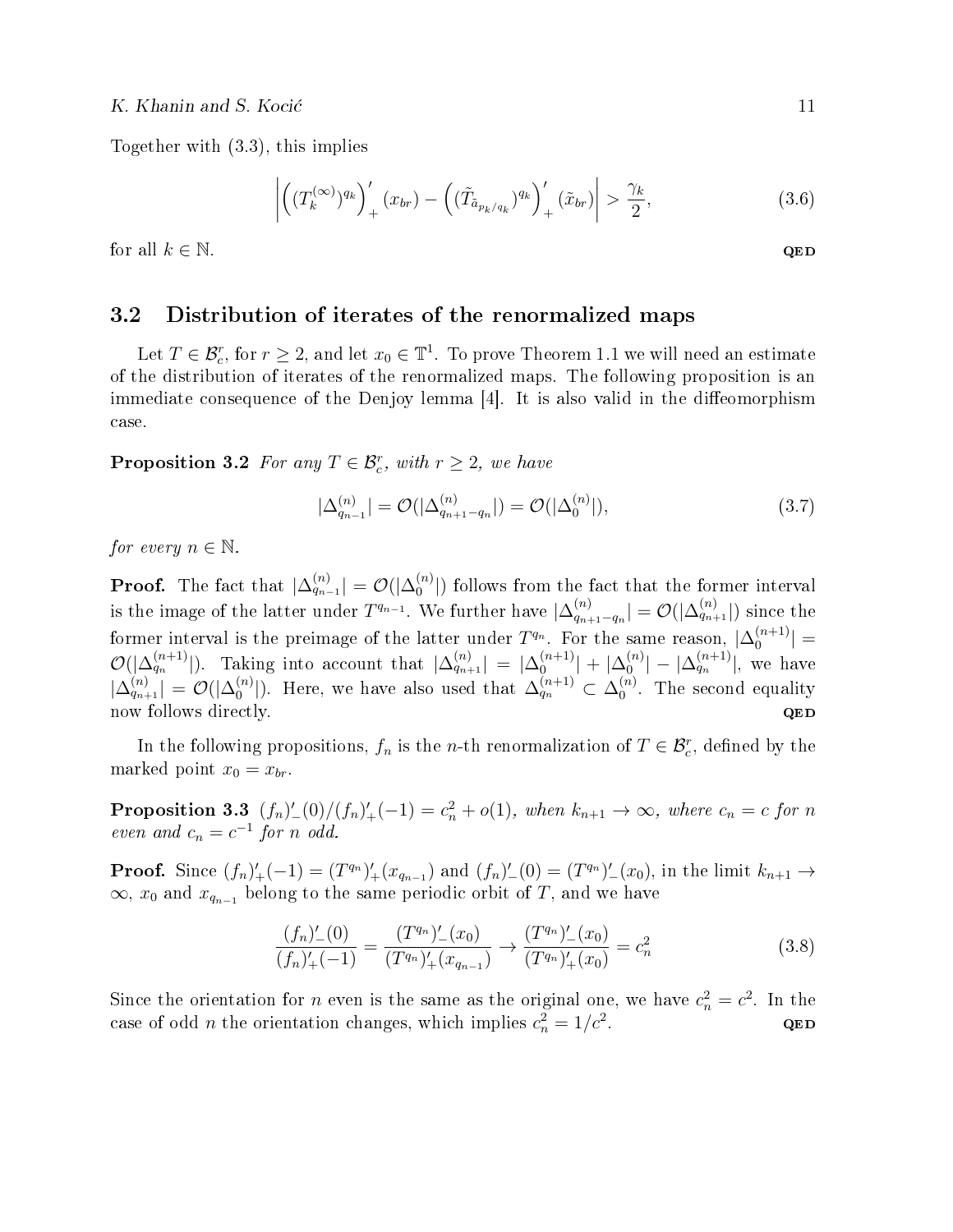Together with (3.3), this implies

$$\left| \left( (T_k^{(\infty)})^{q_k} \right)'_+ (x_{br}) - \left( (\tilde{T}_{\tilde{a}_{p_k/q_k}})^{q_k} \right)'_+ (\tilde{x}_{br}) \right| > \frac{\gamma_k}{2}, \tag{3.6}$$

for all $k \in \mathbb{N}$. **QED**

## 3.2 Distribution of iterates of the renormalized maps

Let $T \in \mathcal{B}_c^r$, for $r \geq 2$, and let $x_0 \in \mathbb{T}^1$. To prove Theorem 1.1 we will need an estimate of the distribution of iterates of the renormalized maps. The following proposition is an immediate consequence of the Denjoy lemma [4]. It is also valid in the diffeomorphism case.

**Proposition 3.2** *For any $T \in \mathcal{B}_c^r$, with $r \geq 2$, we have*

$$|\Delta_{q_{n-1}}^{(n)}| = \mathcal{O}(|\Delta_{q_{n+1}-q_n}^{(n)}|) = \mathcal{O}(|\Delta_0^{(n)}|), \tag{3.7}$$

*for every $n \in \mathbb{N}$.*

**Proof.** The fact that $|\Delta_{q_{n-1}}^{(n)}| = \mathcal{O}(|\Delta_0^{(n)}|)$ follows from the fact that the former interval is the image of the latter under $T^{q_{n-1}}$. We further have $|\Delta_{q_{n+1}-q_n}^{(n)}| = \mathcal{O}(|\Delta_{q_{n+1}}^{(n)}|)$ since the former interval is the preimage of the latter under $T^{q_n}$. For the same reason, $|\Delta_0^{(n+1)}| = \mathcal{O}(|\Delta_{q_n}^{(n+1)}|)$. Taking into account that $|\Delta_{q_{n+1}}^{(n)}| = |\Delta_0^{(n+1)}| + |\Delta_0^{(n)}| - |\Delta_{q_n}^{(n+1)}|$, we have $|\Delta_{q_{n+1}}^{(n)}| = \mathcal{O}(|\Delta_0^{(n)}|)$. Here, we have also used that $\Delta_{q_n}^{(n+1)} \subset \Delta_0^{(n)}$. The second equality now follows directly. **QED**

In the following propositions, $f_n$ is the $n$-th renormalization of $T \in \mathcal{B}_c^r$, defined by the marked point $x_0 = x_{br}$.

**Proposition 3.3** *$(f_n)'_-(0)/(f_n)'_+(-1) = c_n^2 + o(1)$, when $k_{n+1} \to \infty$, where $c_n = c$ for $n$ even and $c_n = c^{-1}$ for $n$ odd.*

**Proof.** Since $(f_n)'_+(-1) = (T^{q_n})'_+(x_{q_{n-1}})$ and $(f_n)'_-(0) = (T^{q_n})'_-(x_0)$, in the limit $k_{n+1} \to \infty$, $x_0$ and $x_{q_{n-1}}$ belong to the same periodic orbit of $T$, and we have

$$\frac{(f_n)'_-(0)}{(f_n)'_+(-1)} = \frac{(T^{q_n})'_-(x_0)}{(T^{q_n})'_+(x_{q_{n-1}})} \to \frac{(T^{q_n})'_-(x_0)}{(T^{q_n})'_+(x_0)} = c_n^2 \tag{3.8}$$

Since the orientation for $n$ even is the same as the original one, we have $c_n^2 = c^2$. In the case of odd $n$ the orientation changes, which implies $c_n^2 = 1/c^2$. **QED**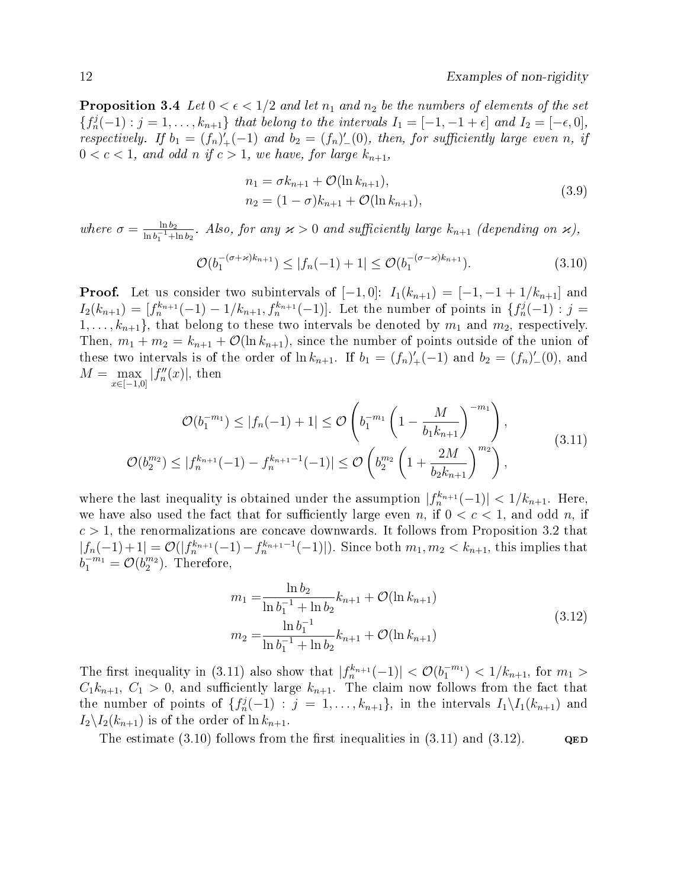**Proposition 3.4** *Let $0 < \epsilon < 1/2$ and let $n_1$ and $n_2$ be the numbers of elements of the set $\{f_n^j(-1) : j = 1, \ldots, k_{n+1}\}$ that belong to the intervals $I_1 = [-1, -1+\epsilon]$ and $I_2 = [-\epsilon, 0]$, respectively. If $b_1 = (f_n)'_+(-1)$ and $b_2 = (f_n)'_-(0)$, then, for sufficiently large even $n$, if $0 < c < 1$, and odd $n$ if $c > 1$, we have, for large $k_{n+1}$,*

$$
\begin{aligned}
n_1 &= \sigma k_{n+1} + \mathcal{O}(\ln k_{n+1}), \\
n_2 &= (1-\sigma) k_{n+1} + \mathcal{O}(\ln k_{n+1}),
\end{aligned}
\tag{3.9}
$$

*where $\sigma = \frac{\ln b_2}{\ln b_1^{-1} + \ln b_2}$. Also, for any $\varkappa > 0$ and sufficiently large $k_{n+1}$ (depending on $\varkappa$),*

$$
\mathcal{O}(b_1^{-(\sigma+\varkappa)k_{n+1}}) \leq |f_n(-1) + 1| \leq \mathcal{O}(b_1^{-(\sigma-\varkappa)k_{n+1}}). \tag{3.10}
$$

**Proof.** Let us consider two subintervals of $[-1, 0]$: $I_1(k_{n+1}) = [-1, -1 + 1/k_{n+1}]$ and $I_2(k_{n+1}) = [f_n^{k_{n+1}}(-1) - 1/k_{n+1}, f_n^{k_{n+1}}(-1)]$. Let the number of points in $\{f_n^j(-1) : j = 1, \ldots, k_{n+1}\}$, that belong to these two intervals be denoted by $m_1$ and $m_2$, respectively. Then, $m_1 + m_2 = k_{n+1} + \mathcal{O}(\ln k_{n+1})$, since the number of points outside of the union of these two intervals is of the order of $\ln k_{n+1}$. If $b_1 = (f_n)'_+(-1)$ and $b_2 = (f_n)'_-(0)$, and $M = \max_{x \in [-1,0]} |f_n''(x)|$, then

$$
\begin{aligned}
\mathcal{O}(b_1^{-m_1}) \leq |f_n(-1) + 1| &\leq \mathcal{O}\left( b_1^{-m_1} \left( 1 - \frac{M}{b_1 k_{n+1}} \right)^{-m_1} \right), \\
\mathcal{O}(b_2^{m_2}) \leq |f_n^{k_{n+1}}(-1) - f_n^{k_{n+1}-1}(-1)| &\leq \mathcal{O}\left( b_2^{m_2} \left( 1 + \frac{2M}{b_2 k_{n+1}} \right)^{m_2} \right),
\end{aligned}
\tag{3.11}
$$

where the last inequality is obtained under the assumption $|f_n^{k_{n+1}}(-1)| < 1/k_{n+1}$. Here, we have also used the fact that for sufficiently large even $n$, if $0 < c < 1$, and odd $n$, if $c > 1$, the renormalizations are concave downwards. It follows from Proposition 3.2 that $|f_n(-1)+1| = \mathcal{O}(|f_n^{k_{n+1}}(-1) - f_n^{k_{n+1}-1}(-1)|)$. Since both $m_1, m_2 < k_{n+1}$, this implies that $b_1^{-m_1} = \mathcal{O}(b_2^{m_2})$. Therefore,

$$
\begin{aligned}
m_1 &= \frac{\ln b_2}{\ln b_1^{-1} + \ln b_2} k_{n+1} + \mathcal{O}(\ln k_{n+1}) \\
m_2 &= \frac{\ln b_1^{-1}}{\ln b_1^{-1} + \ln b_2} k_{n+1} + \mathcal{O}(\ln k_{n+1})
\end{aligned}
\tag{3.12}
$$

The first inequality in (3.11) also show that $|f_n^{k_{n+1}}(-1)| < \mathcal{O}(b_1^{-m_1}) < 1/k_{n+1}$, for $m_1 > C_1 k_{n+1}$, $C_1 > 0$, and sufficiently large $k_{n+1}$. The claim now follows from the fact that the number of points of $\{f_n^j(-1) : j = 1, \ldots, k_{n+1}\}$, in the intervals $I_1 \backslash I_1(k_{n+1})$ and $I_2 \backslash I_2(k_{n+1})$ is of the order of $\ln k_{n+1}$.

The estimate (3.10) follows from the first inequalities in (3.11) and (3.12). **QED**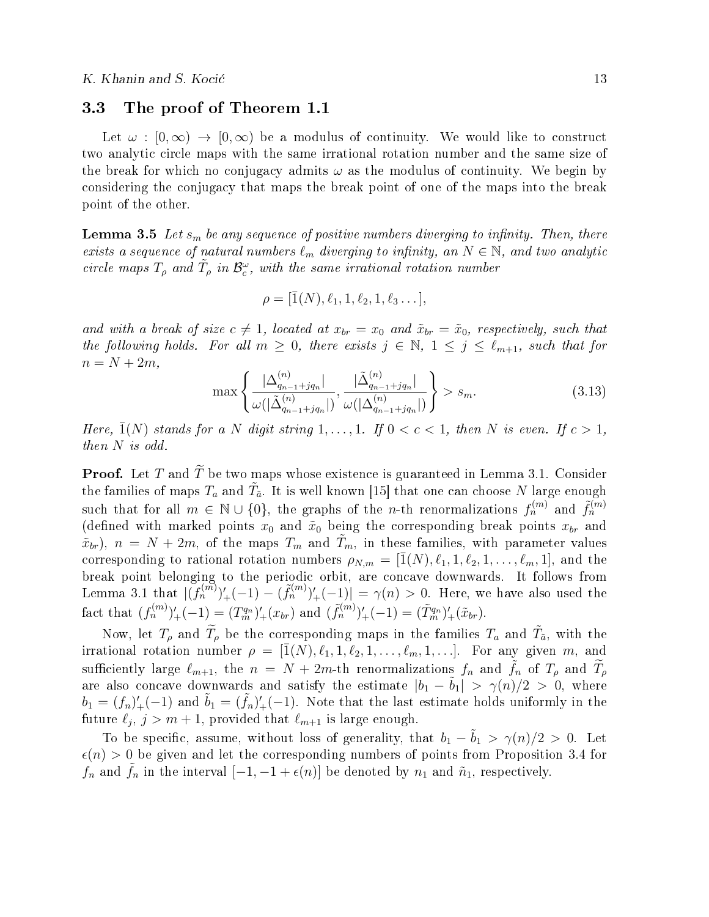## 3.3 The proof of Theorem 1.1

Let $\omega : [0, \infty) \to [0, \infty)$ be a modulus of continuity. We would like to construct two analytic circle maps with the same irrational rotation number and the same size of the break for which no conjugacy admits $\omega$ as the modulus of continuity. We begin by considering the conjugacy that maps the break point of one of the maps into the break point of the other.

**Lemma 3.5** *Let $s_m$ be any sequence of positive numbers diverging to infinity. Then, there exists a sequence of natural numbers $\ell_m$ diverging to infinity, an $N \in \mathbb{N}$, and two analytic circle maps $T_\rho$ and $\tilde{T}_\rho$ in $\mathcal{B}_c^\omega$, with the same irrational rotation number*

$$\rho = [\bar{1}(N), \ell_1, 1, \ell_2, 1, \ell_3 \dots],$$

*and with a break of size $c \neq 1$, located at $x_{br} = x_0$ and $\tilde{x}_{br} = \tilde{x}_0$, respectively, such that the following holds. For all $m \geq 0$, there exists $j \in \mathbb{N}$, $1 \leq j \leq \ell_{m+1}$, such that for $n = N + 2m$,*

$$\max \left\{ \frac{|\Delta^{(n)}_{q_{n-1}+jq_n}|}{\omega(|\tilde{\Delta}^{(n)}_{q_{n-1}+jq_n}|)}, \frac{|\tilde{\Delta}^{(n)}_{q_{n-1}+jq_n}|}{\omega(|\Delta^{(n)}_{q_{n-1}+jq_n}|)} \right\} > s_m. \tag{3.13}$$

*Here, $\bar{1}(N)$ stands for a $N$ digit string $1, \dots, 1$. If $0 < c < 1$, then $N$ is even. If $c > 1$, then $N$ is odd.*

**Proof.** Let $T$ and $\widetilde{T}$ be two maps whose existence is guaranteed in Lemma 3.1. Consider the families of maps $T_a$ and $\tilde{T}_{\tilde{a}}$. It is well known [15] that one can choose $N$ large enough such that for all $m \in \mathbb{N} \cup \{0\}$, the graphs of the $n$-th renormalizations $f_n^{(m)}$ and $\tilde{f}_n^{(m)}$ (defined with marked points $x_0$ and $\tilde{x}_0$ being the corresponding break points $x_{br}$ and $\tilde{x}_{br}$), $n = N + 2m$, of the maps $T_m$ and $\tilde{T}_m$, in these families, with parameter values corresponding to rational rotation numbers $\rho_{N,m} = [\bar{1}(N), \ell_1, 1, \ell_2, 1, \dots, \ell_m, 1]$, and the break point belonging to the periodic orbit, are concave downwards. It follows from Lemma 3.1 that $|(f_n^{(m)})'_+(-1) - (\tilde{f}_n^{(m)})'_+(-1)| = \gamma(n) > 0$. Here, we have also used the fact that $(f_n^{(m)})'_+(-1) = (T_m^{q_n})'_+(x_{br})$ and $(\tilde{f}_n^{(m)})'_+(-1) = (\tilde{T}_m^{q_n})'_+(\tilde{x}_{br})$.

Now, let $T_\rho$ and $\widetilde{T}_\rho$ be the corresponding maps in the families $T_a$ and $\tilde{T}_{\tilde{a}}$, with the irrational rotation number $\rho = [\bar{1}(N), \ell_1, 1, \ell_2, 1, \dots, \ell_m, 1, \dots]$. For any given $m$, and sufficiently large $\ell_{m+1}$, the $n = N + 2m$-th renormalizations $f_n$ and $\tilde{f}_n$ of $T_\rho$ and $\widetilde{T}_\rho$ are also concave downwards and satisfy the estimate $|b_1 - \tilde{b}_1| > \gamma(n)/2 > 0$, where $b_1 = (f_n)'_+(-1)$ and $\tilde{b}_1 = (\tilde{f}_n)'_+(-1)$. Note that the last estimate holds uniformly in the future $\ell_j$, $j > m + 1$, provided that $\ell_{m+1}$ is large enough.

To be specific, assume, without loss of generality, that $b_1 - \tilde{b}_1 > \gamma(n)/2 > 0$. Let $\epsilon(n) > 0$ be given and let the corresponding numbers of points from Proposition 3.4 for $f_n$ and $\tilde{f}_n$ in the interval $[-1, -1 + \epsilon(n)]$ be denoted by $n_1$ and $\tilde{n}_1$, respectively.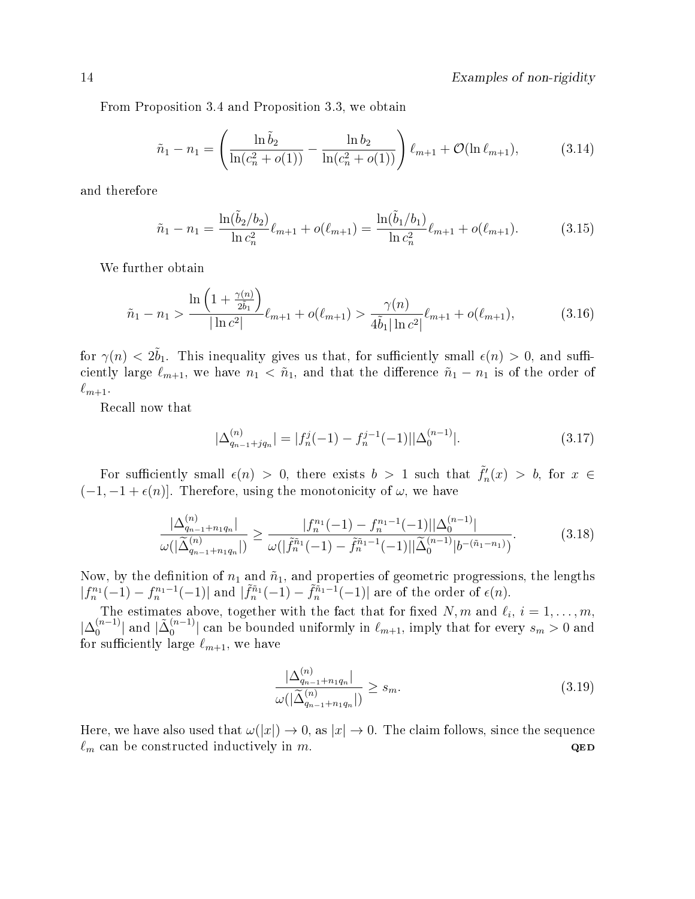From Proposition 3.4 and Proposition 3.3, we obtain

$$\tilde{n}_1 - n_1 = \left( \frac{\ln \tilde{b}_2}{\ln(c_n^2 + o(1))} - \frac{\ln b_2}{\ln(c_n^2 + o(1))} \right) \ell_{m+1} + \mathcal{O}(\ln \ell_{m+1}), \tag{3.14}$$

and therefore

$$\tilde{n}_1 - n_1 = \frac{\ln(\tilde{b}_2/b_2)}{\ln c_n^2} \ell_{m+1} + o(\ell_{m+1}) = \frac{\ln(\tilde{b}_1/b_1)}{\ln c_n^2} \ell_{m+1} + o(\ell_{m+1}). \tag{3.15}$$

We further obtain

$$\tilde{n}_1 - n_1 > \frac{\ln\left(1 + \frac{\gamma(n)}{2\tilde{b}_1}\right)}{|\ln c^2|} \ell_{m+1} + o(\ell_{m+1}) > \frac{\gamma(n)}{4\tilde{b}_1 |\ln c^2|} \ell_{m+1} + o(\ell_{m+1}), \tag{3.16}$$

for $\gamma(n) < 2\tilde{b}_1$. This inequality gives us that, for sufficiently small $\epsilon(n) > 0$, and sufficiently large $\ell_{m+1}$, we have $n_1 < \tilde{n}_1$, and that the difference $\tilde{n}_1 - n_1$ is of the order of $\ell_{m+1}$.

Recall now that

$$|\Delta^{(n)}_{q_{n-1}+jq_n}| = |f_n^j(-1) - f_n^{j-1}(-1)||\Delta_0^{(n-1)}|. \tag{3.17}$$

For sufficiently small $\epsilon(n) > 0$, there exists $b > 1$ such that $\tilde{f}_n'(x) > b$, for $x \in (-1, -1 + \epsilon(n)]$. Therefore, using the monotonicity of $\omega$, we have

$$\frac{|\Delta^{(n)}_{q_{n-1}+n_1 q_n}|}{\omega(|\widetilde{\Delta}^{(n)}_{q_{n-1}+n_1 q_n}|)} \geq \frac{|f_n^{n_1}(-1) - f_n^{n_1-1}(-1)||\Delta_0^{(n-1)}|}{\omega(|\tilde{f}_n^{\tilde{n}_1}(-1) - \tilde{f}_n^{\tilde{n}_1-1}(-1)||\widetilde{\Delta}_0^{(n-1)}|b^{-(\tilde{n}_1 - n_1)})}. \tag{3.18}$$

Now, by the definition of $n_1$ and $\tilde{n}_1$, and properties of geometric progressions, the lengths $|f_n^{n_1}(-1) - f_n^{n_1-1}(-1)|$ and $|\tilde{f}_n^{\tilde{n}_1}(-1) - \tilde{f}_n^{\tilde{n}_1-1}(-1)|$ are of the order of $\epsilon(n)$.

The estimates above, together with the fact that for fixed $N, m$ and $\ell_i$, $i = 1, \ldots, m$, $|\Delta_0^{(n-1)}|$ and $|\tilde{\Delta}_0^{(n-1)}|$ can be bounded uniformly in $\ell_{m+1}$, imply that for every $s_m > 0$ and for sufficiently large $\ell_{m+1}$, we have

$$\frac{|\Delta^{(n)}_{q_{n-1}+n_1 q_n}|}{\omega(|\widetilde{\Delta}^{(n)}_{q_{n-1}+n_1 q_n}|)} \geq s_m. \tag{3.19}$$

Here, we have also used that $\omega(|x|) \to 0$, as $|x| \to 0$. The claim follows, since the sequence $\ell_m$ can be constructed inductively in $m$. **QED**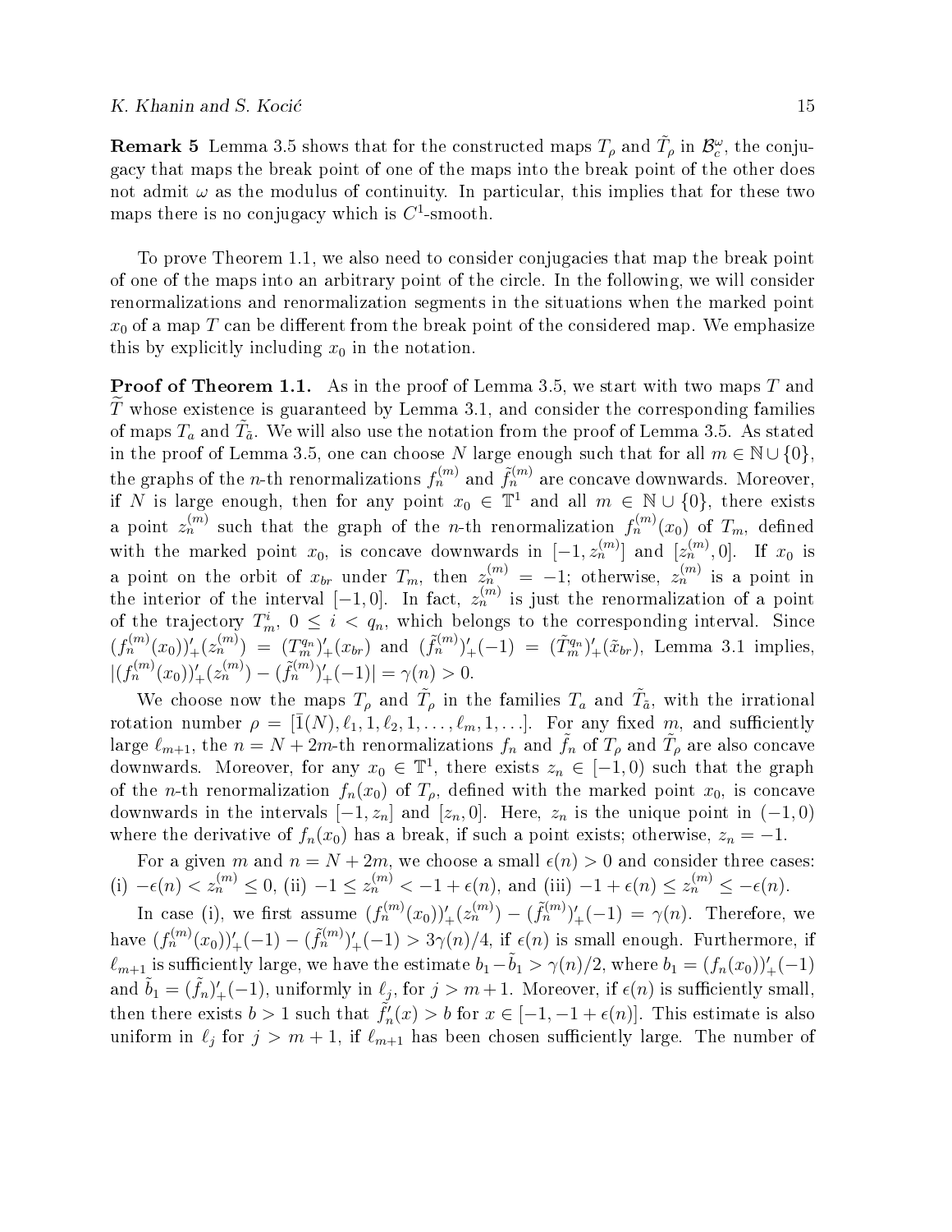**Remark 5** Lemma 3.5 shows that for the constructed maps $T_\rho$ and $\tilde{T}_\rho$ in $\mathcal{B}_c^\omega$, the conjugacy that maps the break point of one of the maps into the break point of the other does not admit $\omega$ as the modulus of continuity. In particular, this implies that for these two maps there is no conjugacy which is $C^1$-smooth.

To prove Theorem 1.1, we also need to consider conjugacies that map the break point of one of the maps into an arbitrary point of the circle. In the following, we will consider renormalizations and renormalization segments in the situations when the marked point $x_0$ of a map $T$ can be different from the break point of the considered map. We emphasize this by explicitly including $x_0$ in the notation.

**Proof of Theorem 1.1.** As in the proof of Lemma 3.5, we start with two maps $T$ and $\widetilde{T}$ whose existence is guaranteed by Lemma 3.1, and consider the corresponding families of maps $T_a$ and $\tilde{T}_{\tilde{a}}$. We will also use the notation from the proof of Lemma 3.5. As stated in the proof of Lemma 3.5, one can choose $N$ large enough such that for all $m \in \mathbb{N} \cup \{0\}$, the graphs of the $n$-th renormalizations $f_n^{(m)}$ and $\tilde{f}_n^{(m)}$ are concave downwards. Moreover, if $N$ is large enough, then for any point $x_0 \in \mathbb{T}^1$ and all $m \in \mathbb{N} \cup \{0\}$, there exists a point $z_n^{(m)}$ such that the graph of the $n$-th renormalization $f_n^{(m)}(x_0)$ of $T_m$, defined with the marked point $x_0$, is concave downwards in $[-1, z_n^{(m)}]$ and $[z_n^{(m)}, 0]$. If $x_0$ is a point on the orbit of $x_{br}$ under $T_m$, then $z_n^{(m)} = -1$; otherwise, $z_n^{(m)}$ is a point in the interior of the interval $[-1, 0]$. In fact, $z_n^{(m)}$ is just the renormalization of a point of the trajectory $T_m^i$, $0 \le i < q_n$, which belongs to the corresponding interval. Since $(f_n^{(m)}(x_0))'_+(z_n^{(m)}) = (T_m^{q_n})'_+(x_{br})$ and $(\tilde{f}_n^{(m)})'_+(-1) = (\tilde{T}_m^{q_n})'_+(\tilde{x}_{br})$, Lemma 3.1 implies, $|(f_n^{(m)}(x_0))'_+(z_n^{(m)}) - (\tilde{f}_n^{(m)})'_+(-1)| = \gamma(n) > 0$.

We choose now the maps $T_\rho$ and $\tilde{T}_\rho$ in the families $T_a$ and $\tilde{T}_{\tilde{a}}$, with the irrational rotation number $\rho = [\bar{1}(N), \ell_1, 1, \ell_2, 1, \ldots, \ell_m, 1, \ldots]$. For any fixed $m$, and sufficiently large $\ell_{m+1}$, the $n = N + 2m$-th renormalizations $f_n$ and $\tilde{f}_n$ of $T_\rho$ and $\tilde{T}_\rho$ are also concave downwards. Moreover, for any $x_0 \in \mathbb{T}^1$, there exists $z_n \in [-1, 0)$ such that the graph of the $n$-th renormalization $f_n(x_0)$ of $T_\rho$, defined with the marked point $x_0$, is concave downwards in the intervals $[-1, z_n]$ and $[z_n, 0]$. Here, $z_n$ is the unique point in $(-1, 0)$ where the derivative of $f_n(x_0)$ has a break, if such a point exists; otherwise, $z_n = -1$.

For a given $m$ and $n = N + 2m$, we choose a small $\epsilon(n) > 0$ and consider three cases: (i) $-\epsilon(n) < z_n^{(m)} \le 0$, (ii) $-1 \le z_n^{(m)} < -1 + \epsilon(n)$, and (iii) $-1 + \epsilon(n) \le z_n^{(m)} \le -\epsilon(n)$.

In case (i), we first assume $(f_n^{(m)}(x_0))'_+(z_n^{(m)}) - (\tilde{f}_n^{(m)})'_+(-1) = \gamma(n)$. Therefore, we have $(f_n^{(m)}(x_0))'_+(-1) - (\tilde{f}_n^{(m)})'_+(-1) > 3\gamma(n)/4$, if $\epsilon(n)$ is small enough. Furthermore, if $\ell_{m+1}$ is sufficiently large, we have the estimate $b_1 - \tilde{b}_1 > \gamma(n)/2$, where $b_1 = (f_n(x_0))'_+(-1)$ and $\tilde{b}_1 = (\tilde{f}_n)'_+(-1)$, uniformly in $\ell_j$, for $j > m+1$. Moreover, if $\epsilon(n)$ is sufficiently small, then there exists $b > 1$ such that $\tilde{f}_n'(x) > b$ for $x \in [-1, -1 + \epsilon(n)]$. This estimate is also uniform in $\ell_j$ for $j > m + 1$, if $\ell_{m+1}$ has been chosen sufficiently large. The number of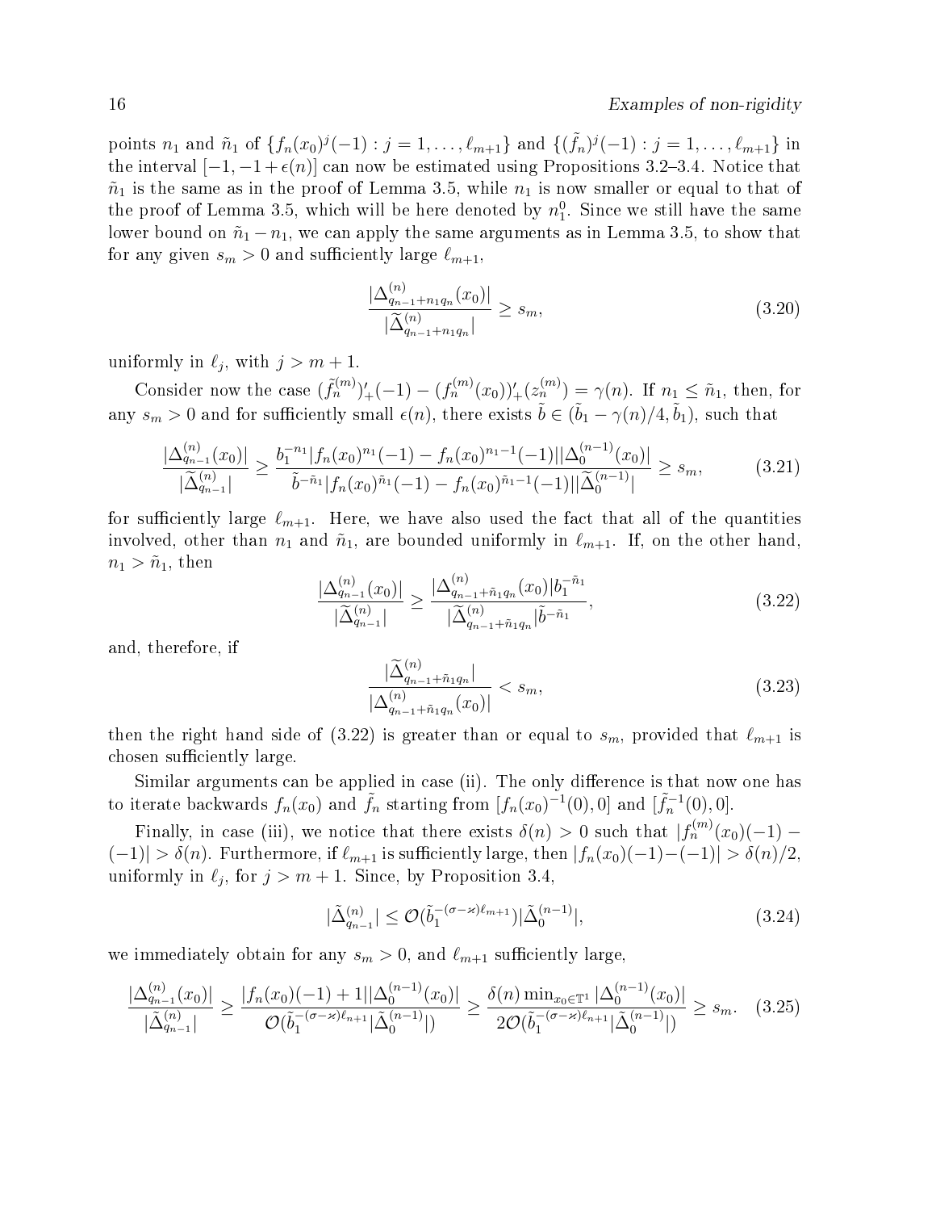points $n_1$ and $\tilde{n}_1$ of $\{f_n(x_0)^j(-1) : j = 1, \ldots, \ell_{m+1}\}$ and $\{(\tilde{f}_n)^j(-1) : j = 1, \ldots, \ell_{m+1}\}$ in the interval $[-1, -1+\epsilon(n)]$ can now be estimated using Propositions 3.2–3.4. Notice that $\tilde{n}_1$ is the same as in the proof of Lemma 3.5, while $n_1$ is now smaller or equal to that of the proof of Lemma 3.5, which will be here denoted by $n_1^0$. Since we still have the same lower bound on $\tilde{n}_1 - n_1$, we can apply the same arguments as in Lemma 3.5, to show that for any given $s_m > 0$ and sufficiently large $\ell_{m+1}$,

$$\frac{|\Delta^{(n)}_{q_{n-1}+n_1 q_n}(x_0)|}{|\widetilde{\Delta}^{(n)}_{q_{n-1}+n_1 q_n}|} \geq s_m, \tag{3.20}$$

uniformly in $\ell_j$, with $j > m+1$.

Consider now the case $(\tilde{f}_n^{(m)})'_+(-1) - (f_n^{(m)}(x_0))'_+(z_n^{(m)}) = \gamma(n)$. If $n_1 \leq \tilde{n}_1$, then, for any $s_m > 0$ and for sufficiently small $\epsilon(n)$, there exists $\tilde{b} \in (\tilde{b}_1 - \gamma(n)/4, \tilde{b}_1)$, such that

$$\frac{|\Delta^{(n)}_{q_{n-1}}(x_0)|}{|\widetilde{\Delta}^{(n)}_{q_{n-1}}|} \geq \frac{b_1^{-n_1}|f_n(x_0)^{n_1}(-1) - f_n(x_0)^{n_1-1}(-1)||\Delta_0^{(n-1)}(x_0)|}{\tilde{b}^{-\tilde{n}_1}|f_n(x_0)^{\tilde{n}_1}(-1) - f_n(x_0)^{\tilde{n}_1-1}(-1)||\widetilde{\Delta}_0^{(n-1)}|} \geq s_m, \tag{3.21}$$

for sufficiently large $\ell_{m+1}$. Here, we have also used the fact that all of the quantities involved, other than $n_1$ and $\tilde{n}_1$, are bounded uniformly in $\ell_{m+1}$. If, on the other hand, $n_1 > \tilde{n}_1$, then

$$\frac{|\Delta^{(n)}_{q_{n-1}}(x_0)|}{|\widetilde{\Delta}^{(n)}_{q_{n-1}}|} \geq \frac{|\Delta^{(n)}_{q_{n-1}+\tilde{n}_1 q_n}(x_0)|b_1^{-\tilde{n}_1}}{|\widetilde{\Delta}^{(n)}_{q_{n-1}+\tilde{n}_1 q_n}|\tilde{b}^{-\tilde{n}_1}}, \tag{3.22}$$

and, therefore, if

$$\frac{|\widetilde{\Delta}^{(n)}_{q_{n-1}+\tilde{n}_1 q_n}|}{|\Delta^{(n)}_{q_{n-1}+\tilde{n}_1 q_n}(x_0)|} < s_m, \tag{3.23}$$

then the right hand side of (3.22) is greater than or equal to $s_m$, provided that $\ell_{m+1}$ is chosen sufficiently large.

Similar arguments can be applied in case (ii). The only difference is that now one has to iterate backwards $f_n(x_0)$ and $\tilde{f}_n$ starting from $[f_n(x_0)^{-1}(0), 0]$ and $[\tilde{f}_n^{-1}(0), 0]$.

Finally, in case (iii), we notice that there exists $\delta(n) > 0$ such that $|f_n^{(m)}(x_0)(-1) - (-1)| > \delta(n)$. Furthermore, if $\ell_{m+1}$ is sufficiently large, then $|f_n(x_0)(-1) - (-1)| > \delta(n)/2$, uniformly in $\ell_j$, for $j > m+1$. Since, by Proposition 3.4,

$$|\tilde{\Delta}^{(n)}_{q_{n-1}}| \leq \mathcal{O}(\tilde{b}_1^{-(\sigma-\varkappa)\ell_{m+1}})|\tilde{\Delta}_0^{(n-1)}|, \tag{3.24}$$

we immediately obtain for any $s_m > 0$, and $\ell_{m+1}$ sufficiently large,

$$\frac{|\Delta^{(n)}_{q_{n-1}}(x_0)|}{|\tilde{\Delta}^{(n)}_{q_{n-1}}|} \geq \frac{|f_n(x_0)(-1)+1||\Delta_0^{(n-1)}(x_0)|}{\mathcal{O}(\tilde{b}_1^{-(\sigma-\varkappa)\ell_{n+1}}|\tilde{\Delta}_0^{(n-1)}|)} \geq \frac{\delta(n)\min_{x_0\in\mathbb{T}^1}|\Delta_0^{(n-1)}(x_0)|}{2\mathcal{O}(\tilde{b}_1^{-(\sigma-\varkappa)\ell_{n+1}}|\tilde{\Delta}_0^{(n-1)}|)} \geq s_m. \tag{3.25}$$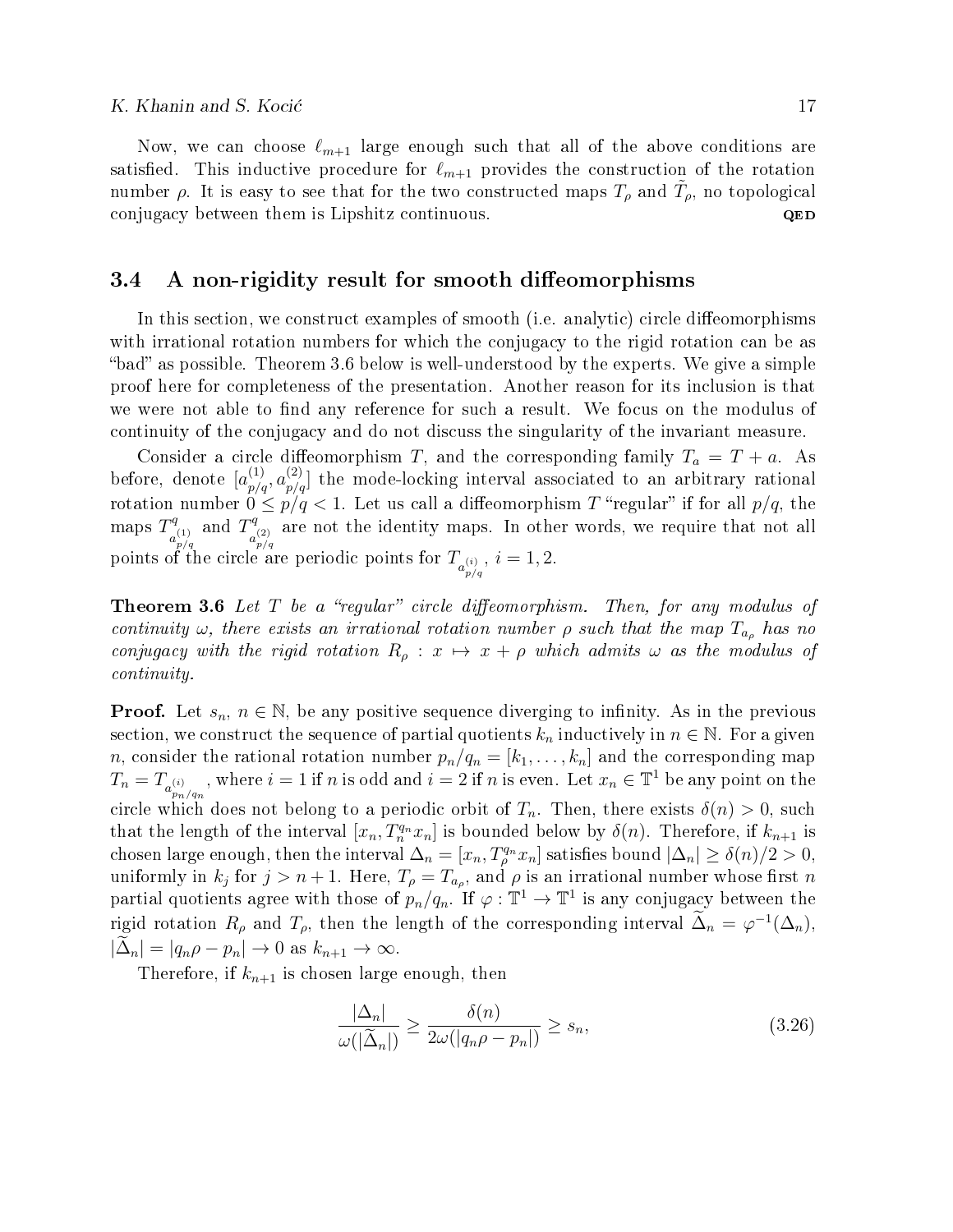Now, we can choose $\ell_{m+1}$ large enough such that all of the above conditions are satisfied. This inductive procedure for $\ell_{m+1}$ provides the construction of the rotation number $\rho$. It is easy to see that for the two constructed maps $T_\rho$ and $\tilde{T}_\rho$, no topological conjugacy between them is Lipshitz continuous. **QED**

### 3.4 A non-rigidity result for smooth diffeomorphisms

In this section, we construct examples of smooth (i.e. analytic) circle diffeomorphisms with irrational rotation numbers for which the conjugacy to the rigid rotation can be as "bad" as possible. Theorem 3.6 below is well-understood by the experts. We give a simple proof here for completeness of the presentation. Another reason for its inclusion is that we were not able to find any reference for such a result. We focus on the modulus of continuity of the conjugacy and do not discuss the singularity of the invariant measure.

Consider a circle diffeomorphism $T$, and the corresponding family $T_a = T + a$. As before, denote $[a^{(1)}_{p/q}, a^{(2)}_{p/q}]$ the mode-locking interval associated to an arbitrary rational rotation number $0 \leq p/q < 1$. Let us call a diffeomorphism $T$ "regular" if for all $p/q$, the maps $T^q_{a^{(1)}_{p/q}}$ and $T^q_{a^{(2)}_{p/q}}$ are not the identity maps. In other words, we require that not all points of the circle are periodic points for $T_{a^{(i)}_{p/q}}$, $i = 1, 2$.

**Theorem 3.6** *Let $T$ be a "regular" circle diffeomorphism. Then, for any modulus of continuity $\omega$, there exists an irrational rotation number $\rho$ such that the map $T_{a_\rho}$ has no conjugacy with the rigid rotation $R_\rho : x \mapsto x + \rho$ which admits $\omega$ as the modulus of continuity.*

**Proof.** Let $s_n$, $n \in \mathbb{N}$, be any positive sequence diverging to infinity. As in the previous section, we construct the sequence of partial quotients $k_n$ inductively in $n \in \mathbb{N}$. For a given $n$, consider the rational rotation number $p_n/q_n = [k_1, \ldots, k_n]$ and the corresponding map $T_n = T_{a^{(i)}_{p_n/q_n}}$, where $i = 1$ if $n$ is odd and $i = 2$ if $n$ is even. Let $x_n \in \mathbb{T}^1$ be any point on the circle which does not belong to a periodic orbit of $T_n$. Then, there exists $\delta(n) > 0$, such that the length of the interval $[x_n, T_n^{q_n} x_n]$ is bounded below by $\delta(n)$. Therefore, if $k_{n+1}$ is chosen large enough, then the interval $\Delta_n = [x_n, T_\rho^{q_n} x_n]$ satisfies bound $|\Delta_n| \geq \delta(n)/2 > 0$, uniformly in $k_j$ for $j > n + 1$. Here, $T_\rho = T_{a_\rho}$, and $\rho$ is an irrational number whose first $n$ partial quotients agree with those of $p_n/q_n$. If $\varphi : \mathbb{T}^1 \to \mathbb{T}^1$ is any conjugacy between the rigid rotation $R_\rho$ and $T_\rho$, then the length of the corresponding interval $\widetilde{\Delta}_n = \varphi^{-1}(\Delta_n)$, $|\widetilde{\Delta}_n| = |q_n \rho - p_n| \to 0$ as $k_{n+1} \to \infty$.

Therefore, if $k_{n+1}$ is chosen large enough, then

$$\frac{|\Delta_n|}{\omega(|\widetilde{\Delta}_n|)} \geq \frac{\delta(n)}{2\omega(|q_n \rho - p_n|)} \geq s_n, \tag{3.26}$$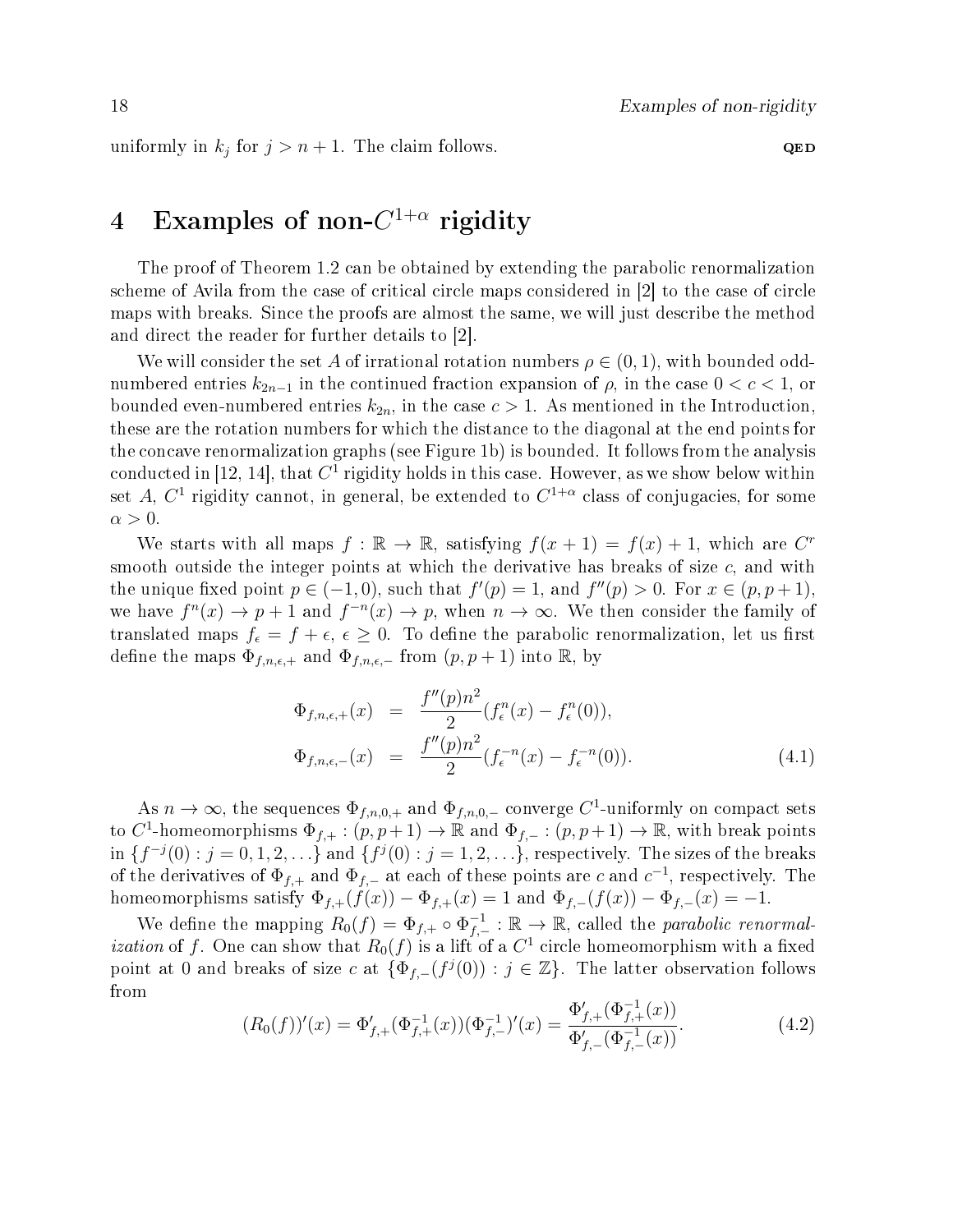uniformly in $k_j$ for $j > n+1$. The claim follows. **QED**

# 4 Examples of non-$C^{1+\alpha}$ rigidity

The proof of Theorem 1.2 can be obtained by extending the parabolic renormalization scheme of Avila from the case of critical circle maps considered in [2] to the case of circle maps with breaks. Since the proofs are almost the same, we will just describe the method and direct the reader for further details to [2].

We will consider the set $A$ of irrational rotation numbers $\rho \in (0,1)$, with bounded odd-numbered entries $k_{2n-1}$ in the continued fraction expansion of $\rho$, in the case $0 < c < 1$, or bounded even-numbered entries $k_{2n}$, in the case $c > 1$. As mentioned in the Introduction, these are the rotation numbers for which the distance to the diagonal at the end points for the concave renormalization graphs (see Figure 1b) is bounded. It follows from the analysis conducted in [12, 14], that $C^1$ rigidity holds in this case. However, as we show below within set $A$, $C^1$ rigidity cannot, in general, be extended to $C^{1+\alpha}$ class of conjugacies, for some $\alpha > 0$.

We starts with all maps $f : \mathbb{R} \to \mathbb{R}$, satisfying $f(x+1) = f(x) + 1$, which are $C^r$ smooth outside the integer points at which the derivative has breaks of size $c$, and with the unique fixed point $p \in (-1, 0)$, such that $f'(p) = 1$, and $f''(p) > 0$. For $x \in (p, p+1)$, we have $f^n(x) \to p+1$ and $f^{-n}(x) \to p$, when $n \to \infty$. We then consider the family of translated maps $f_\epsilon = f + \epsilon$, $\epsilon \geq 0$. To define the parabolic renormalization, let us first define the maps $\Phi_{f,n,\epsilon,+}$ and $\Phi_{f,n,\epsilon,-}$ from $(p, p+1)$ into $\mathbb{R}$, by

$$
\begin{aligned}
\Phi_{f,n,\epsilon,+}(x) &= \frac{f''(p)n^2}{2}(f_\epsilon^n(x) - f_\epsilon^n(0)), \\
\Phi_{f,n,\epsilon,-}(x) &= \frac{f''(p)n^2}{2}(f_\epsilon^{-n}(x) - f_\epsilon^{-n}(0)).
\end{aligned}
\tag{4.1}
$$

As $n \to \infty$, the sequences $\Phi_{f,n,0,+}$ and $\Phi_{f,n,0,-}$ converge $C^1$-uniformly on compact sets to $C^1$-homeomorphisms $\Phi_{f,+} : (p, p+1) \to \mathbb{R}$ and $\Phi_{f,-} : (p, p+1) \to \mathbb{R}$, with break points in $\{f^{-j}(0) : j = 0, 1, 2, \ldots\}$ and $\{f^j(0) : j = 1, 2, \ldots\}$, respectively. The sizes of the breaks of the derivatives of $\Phi_{f,+}$ and $\Phi_{f,-}$ at each of these points are $c$ and $c^{-1}$, respectively. The homeomorphisms satisfy $\Phi_{f,+}(f(x)) - \Phi_{f,+}(x) = 1$ and $\Phi_{f,-}(f(x)) - \Phi_{f,-}(x) = -1$.

We define the mapping $R_0(f) = \Phi_{f,+} \circ \Phi_{f,-}^{-1} : \mathbb{R} \to \mathbb{R}$, called the *parabolic renormalization* of $f$. One can show that $R_0(f)$ is a lift of a $C^1$ circle homeomorphism with a fixed point at 0 and breaks of size $c$ at $\{\Phi_{f,-}(f^j(0)) : j \in \mathbb{Z}\}$. The latter observation follows from

$$
(R_0(f))'(x) = \Phi'_{f,+}(\Phi_{f,+}^{-1}(x))(\Phi_{f,-}^{-1})'(x) = \frac{\Phi'_{f,+}(\Phi_{f,+}^{-1}(x))}{\Phi'_{f,-}(\Phi_{f,-}^{-1}(x))}.
\tag{4.2}
$$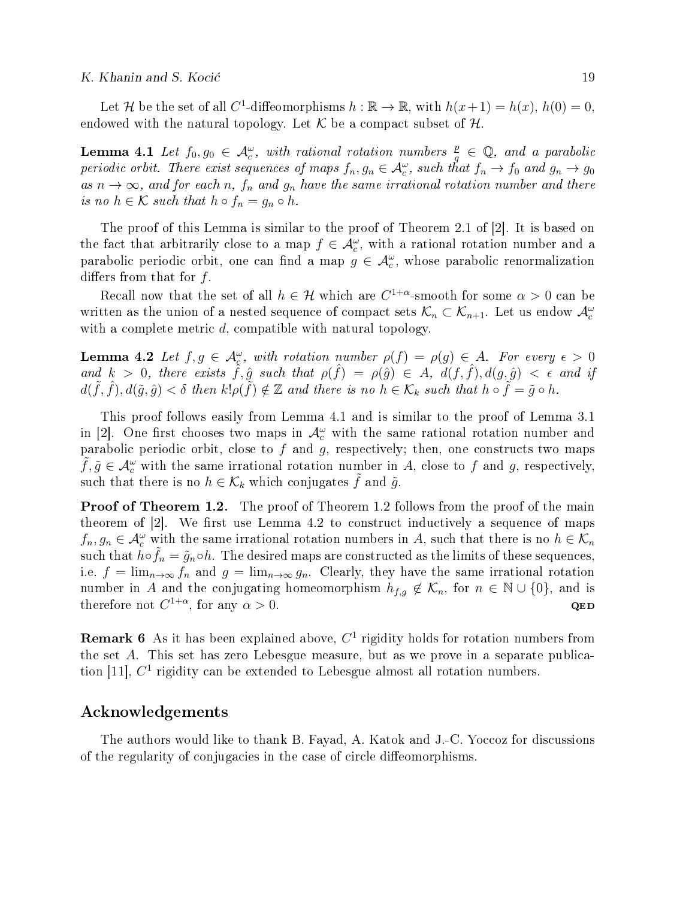Let $\mathcal{H}$ be the set of all $C^1$-diffeomorphisms $h : \mathbb{R} \to \mathbb{R}$, with $h(x+1) = h(x)$, $h(0) = 0$, endowed with the natural topology. Let $\mathcal{K}$ be a compact subset of $\mathcal{H}$.

**Lemma 4.1** *Let $f_0, g_0 \in \mathcal{A}_c^\omega$, with rational rotation numbers $\frac{p}{q} \in \mathbb{Q}$, and a parabolic periodic orbit. There exist sequences of maps $f_n, g_n \in \mathcal{A}_c^\omega$, such that $f_n \to f_0$ and $g_n \to g_0$ as $n \to \infty$, and for each $n$, $f_n$ and $g_n$ have the same irrational rotation number and there is no $h \in \mathcal{K}$ such that $h \circ f_n = g_n \circ h$.*

The proof of this Lemma is similar to the proof of Theorem 2.1 of [2]. It is based on the fact that arbitrarily close to a map $f \in \mathcal{A}_c^\omega$, with a rational rotation number and a parabolic periodic orbit, one can find a map $g \in \mathcal{A}_c^\omega$, whose parabolic renormalization differs from that for $f$.

Recall now that the set of all $h \in \mathcal{H}$ which are $C^{1+\alpha}$-smooth for some $\alpha > 0$ can be written as the union of a nested sequence of compact sets $\mathcal{K}_n \subset \mathcal{K}_{n+1}$. Let us endow $\mathcal{A}_c^\omega$ with a complete metric $d$, compatible with natural topology.

**Lemma 4.2** *Let $f, g \in \mathcal{A}_c^\omega$, with rotation number $\rho(f) = \rho(g) \in A$. For every $\epsilon > 0$ and $k > 0$, there exists $\hat{f}, \hat{g}$ such that $\rho(\hat{f}) = \rho(\hat{g}) \in A$, $d(f, \hat{f}), d(g, \hat{g}) < \epsilon$ and if $d(\tilde{f}, \hat{f}), d(\tilde{g}, \hat{g}) < \delta$ then $k!\rho(\tilde{f}) \notin \mathbb{Z}$ and there is no $h \in \mathcal{K}_k$ such that $h \circ \tilde{f} = \tilde{g} \circ h$.*

This proof follows easily from Lemma 4.1 and is similar to the proof of Lemma 3.1 in [2]. One first chooses two maps in $\mathcal{A}_c^\omega$ with the same rational rotation number and parabolic periodic orbit, close to $f$ and $g$, respectively; then, one constructs two maps $\tilde{f}, \tilde{g} \in \mathcal{A}_c^\omega$ with the same irrational rotation number in $A$, close to $f$ and $g$, respectively, such that there is no $h \in \mathcal{K}_k$ which conjugates $\tilde{f}$ and $\tilde{g}$.

**Proof of Theorem 1.2.** The proof of Theorem 1.2 follows from the proof of the main theorem of [2]. We first use Lemma 4.2 to construct inductively a sequence of maps $f_n, g_n \in \mathcal{A}_c^\omega$ with the same irrational rotation numbers in $A$, such that there is no $h \in \mathcal{K}_n$ such that $h \circ \tilde{f}_n = \tilde{g}_n \circ h$. The desired maps are constructed as the limits of these sequences, i.e. $f = \lim_{n\to\infty} f_n$ and $g = \lim_{n\to\infty} g_n$. Clearly, they have the same irrational rotation number in $A$ and the conjugating homeomorphism $h_{f,g} \notin \mathcal{K}_n$, for $n \in \mathbb{N} \cup \{0\}$, and is therefore not $C^{1+\alpha}$, for any $\alpha > 0$. QED

**Remark 6** As it has been explained above, $C^1$ rigidity holds for rotation numbers from the set $A$. This set has zero Lebesgue measure, but as we prove in a separate publication [11], $C^1$ rigidity can be extended to Lebesgue almost all rotation numbers.

## Acknowledgements

The authors would like to thank B. Fayad, A. Katok and J.-C. Yoccoz for discussions of the regularity of conjugacies in the case of circle diffeomorphisms.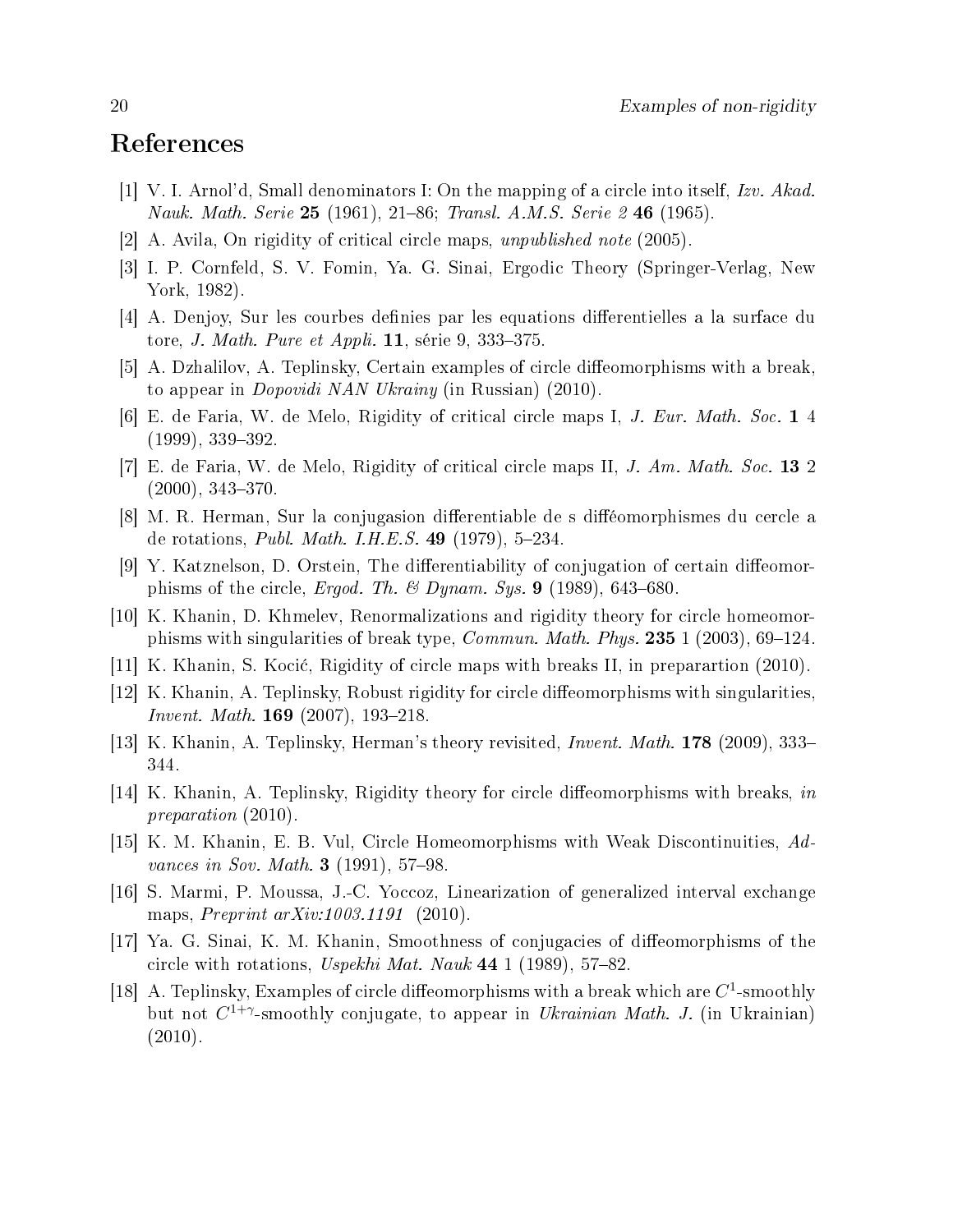# References

[1] V. I. Arnol'd, Small denominators I: On the mapping of a circle into itself, *Izv. Akad. Nauk. Math. Serie* **25** (1961), 21–86; *Transl. A.M.S. Serie 2* **46** (1965).

[2] A. Avila, On rigidity of critical circle maps, *unpublished note* (2005).

[3] I. P. Cornfeld, S. V. Fomin, Ya. G. Sinai, Ergodic Theory (Springer-Verlag, New York, 1982).

[4] A. Denjoy, Sur les courbes definies par les equations differentielles a la surface du tore, *J. Math. Pure et Appli.* **11**, série 9, 333–375.

[5] A. Dzhalilov, A. Teplinsky, Certain examples of circle diffeomorphisms with a break, to appear in *Dopovidi NAN Ukrainy* (in Russian) (2010).

[6] E. de Faria, W. de Melo, Rigidity of critical circle maps I, *J. Eur. Math. Soc.* **1** 4 (1999), 339–392.

[7] E. de Faria, W. de Melo, Rigidity of critical circle maps II, *J. Am. Math. Soc.* **13** 2 (2000), 343–370.

[8] M. R. Herman, Sur la conjugasion differentiable de s difféomorphismes du cercle a de rotations, *Publ. Math. I.H.E.S.* **49** (1979), 5–234.

[9] Y. Katznelson, D. Orstein, The differentiability of conjugation of certain diffeomorphisms of the circle, *Ergod. Th. & Dynam. Sys.* **9** (1989), 643–680.

[10] K. Khanin, D. Khmelev, Renormalizations and rigidity theory for circle homeomorphisms with singularities of break type, *Commun. Math. Phys.* **235** 1 (2003), 69–124.

[11] K. Khanin, S. Kocić, Rigidity of circle maps with breaks II, in preparartion (2010).

[12] K. Khanin, A. Teplinsky, Robust rigidity for circle diffeomorphisms with singularities, *Invent. Math.* **169** (2007), 193–218.

[13] K. Khanin, A. Teplinsky, Herman's theory revisited, *Invent. Math.* **178** (2009), 333–344.

[14] K. Khanin, A. Teplinsky, Rigidity theory for circle diffeomorphisms with breaks, *in preparation* (2010).

[15] K. M. Khanin, E. B. Vul, Circle Homeomorphisms with Weak Discontinuities, *Advances in Sov. Math.* **3** (1991), 57–98.

[16] S. Marmi, P. Moussa, J.-C. Yoccoz, Linearization of generalized interval exchange maps, *Preprint arXiv:1003.1191* (2010).

[17] Ya. G. Sinai, K. M. Khanin, Smoothness of conjugacies of diffeomorphisms of the circle with rotations, *Uspekhi Mat. Nauk* **44** 1 (1989), 57–82.

[18] A. Teplinsky, Examples of circle diffeomorphisms with a break which are $C^1$-smoothly but not $C^{1+\gamma}$-smoothly conjugate, to appear in *Ukrainian Math. J.* (in Ukrainian) (2010).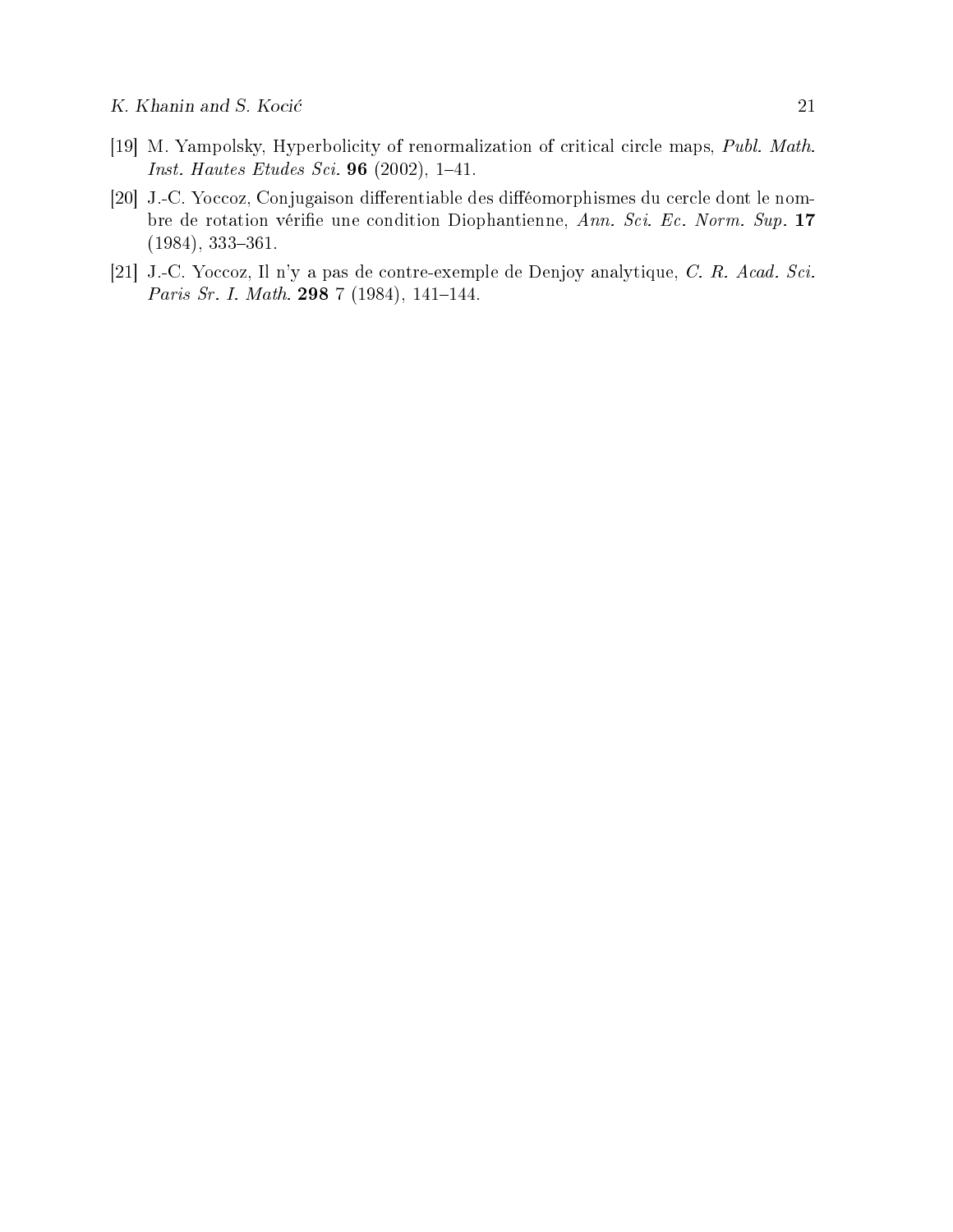[19] M. Yampolsky, Hyperbolicity of renormalization of critical circle maps, *Publ. Math. Inst. Hautes Etudes Sci.* **96** (2002), 1–41.

[20] J.-C. Yoccoz, Conjugaison differentiable des difféomorphismes du cercle dont le nombre de rotation vérifie une condition Diophantienne, *Ann. Sci. Ec. Norm. Sup.* **17** (1984), 333–361.

[21] J.-C. Yoccoz, Il n'y a pas de contre-exemple de Denjoy analytique, *C. R. Acad. Sci. Paris Sr. I. Math.* **298** 7 (1984), 141–144.